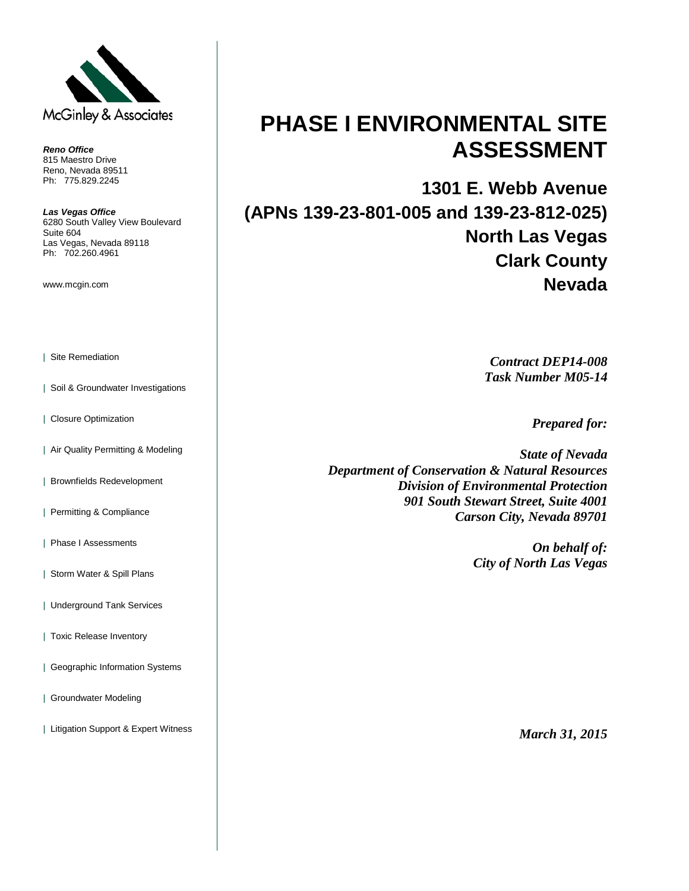McGinley & Associates

***Reno Office***
815 Maestro Drive
Reno, Nevada 89511
Ph: 775.829.2245

***Las Vegas Office***
6280 South Valley View Boulevard
Suite 604
Las Vegas, Nevada 89118
Ph: 702.260.4961

www.mcgin.com

| Site Remediation

| Soil & Groundwater Investigations

| Closure Optimization

| Air Quality Permitting & Modeling

| Brownfields Redevelopment

| Permitting & Compliance

| Phase I Assessments

| Storm Water & Spill Plans

| Underground Tank Services

| Toxic Release Inventory

| Geographic Information Systems

| Groundwater Modeling

| Litigation Support & Expert Witness

# PHASE I ENVIRONMENTAL SITE ASSESSMENT

## 1301 E. Webb Avenue
## (APNs 139-23-801-005 and 139-23-812-025)
## North Las Vegas
## Clark County
## Nevada

***Contract DEP14-008***
***Task Number M05-14***

***Prepared for:***

***State of Nevada***
***Department of Conservation & Natural Resources***
***Division of Environmental Protection***
***901 South Stewart Street, Suite 4001***
***Carson City, Nevada 89701***

***On behalf of:***
***City of North Las Vegas***

***March 31, 2015***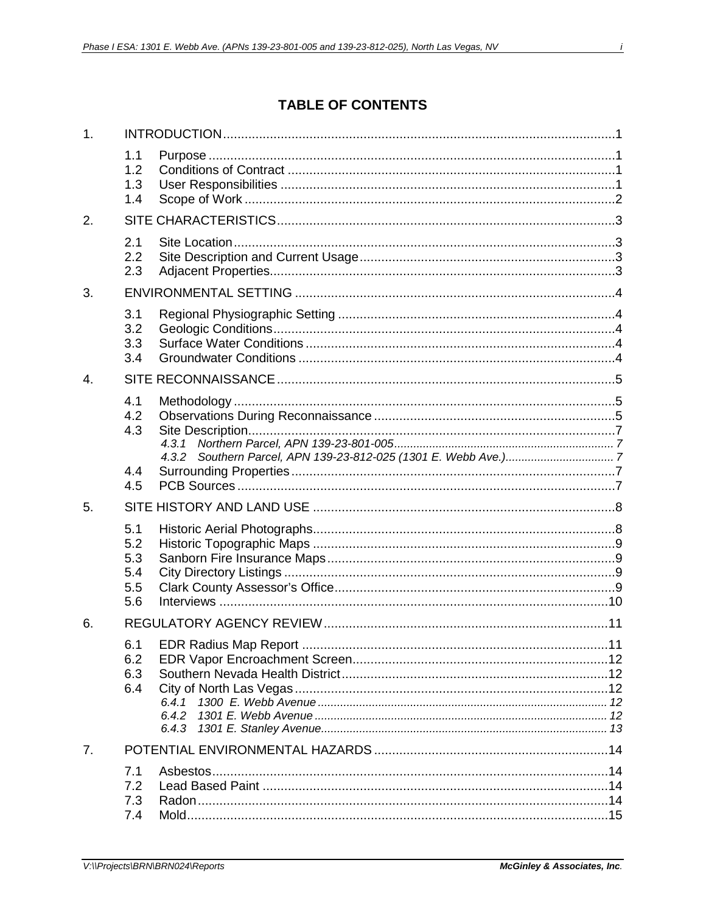# TABLE OF CONTENTS

1. INTRODUCTION ..... 1
   - 1.1 Purpose ..... 1
   - 1.2 Conditions of Contract ..... 1
   - 1.3 User Responsibilities ..... 1
   - 1.4 Scope of Work ..... 2
2. SITE CHARACTERISTICS ..... 3
   - 2.1 Site Location ..... 3
   - 2.2 Site Description and Current Usage ..... 3
   - 2.3 Adjacent Properties ..... 3
3. ENVIRONMENTAL SETTING ..... 4
   - 3.1 Regional Physiographic Setting ..... 4
   - 3.2 Geologic Conditions ..... 4
   - 3.3 Surface Water Conditions ..... 4
   - 3.4 Groundwater Conditions ..... 4
4. SITE RECONNAISSANCE ..... 5
   - 4.1 Methodology ..... 5
   - 4.2 Observations During Reconnaissance ..... 5
   - 4.3 Site Description ..... 7
     - *4.3.1 Northern Parcel, APN 139-23-801-005 ..... 7*
     - *4.3.2 Southern Parcel, APN 139-23-812-025 (1301 E. Webb Ave.) ..... 7*
   - 4.4 Surrounding Properties ..... 7
   - 4.5 PCB Sources ..... 7
5. SITE HISTORY AND LAND USE ..... 8
   - 5.1 Historic Aerial Photographs ..... 8
   - 5.2 Historic Topographic Maps ..... 9
   - 5.3 Sanborn Fire Insurance Maps ..... 9
   - 5.4 City Directory Listings ..... 9
   - 5.5 Clark County Assessor's Office ..... 9
   - 5.6 Interviews ..... 10
6. REGULATORY AGENCY REVIEW ..... 11
   - 6.1 EDR Radius Map Report ..... 11
   - 6.2 EDR Vapor Encroachment Screen ..... 12
   - 6.3 Southern Nevada Health District ..... 12
   - 6.4 City of North Las Vegas ..... 12
     - *6.4.1 1300 E. Webb Avenue ..... 12*
     - *6.4.2 1301 E. Webb Avenue ..... 12*
     - *6.4.3 1301 E. Stanley Avenue ..... 13*
7. POTENTIAL ENVIRONMENTAL HAZARDS ..... 14
   - 7.1 Asbestos ..... 14
   - 7.2 Lead Based Paint ..... 14
   - 7.3 Radon ..... 14
   - 7.4 Mold ..... 15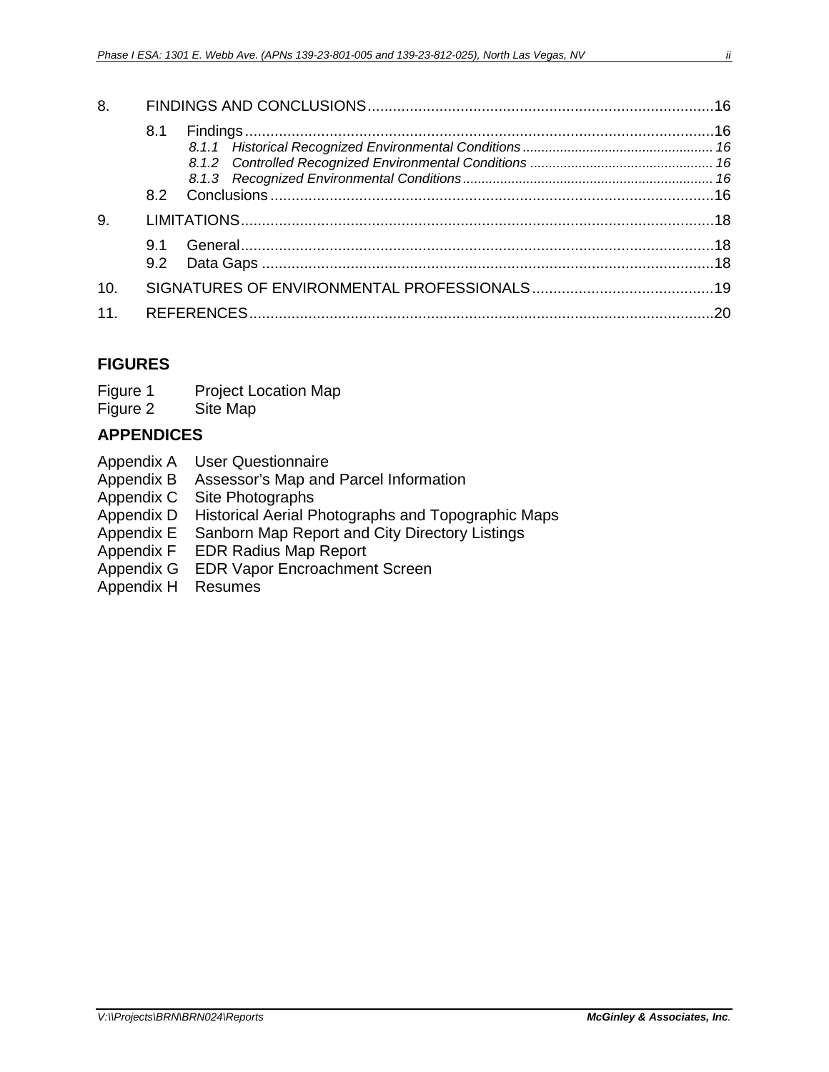| | | |
|---|---|---|
| 8. | FINDINGS AND CONCLUSIONS | 16 |
| | 8.1 Findings | 16 |
| | *8.1.1 Historical Recognized Environmental Conditions* | *16* |
| | *8.1.2 Controlled Recognized Environmental Conditions* | *16* |
| | *8.1.3 Recognized Environmental Conditions* | *16* |
| | 8.2 Conclusions | 16 |
| 9. | LIMITATIONS | 18 |
| | 9.1 General | 18 |
| | 9.2 Data Gaps | 18 |
| 10. | SIGNATURES OF ENVIRONMENTAL PROFESSIONALS | 19 |
| 11. | REFERENCES | 20 |

## FIGURES

Figure 1 Project Location Map
Figure 2 Site Map

## APPENDICES

Appendix A User Questionnaire
Appendix B Assessor's Map and Parcel Information
Appendix C Site Photographs
Appendix D Historical Aerial Photographs and Topographic Maps
Appendix E Sanborn Map Report and City Directory Listings
Appendix F EDR Radius Map Report
Appendix G EDR Vapor Encroachment Screen
Appendix H Resumes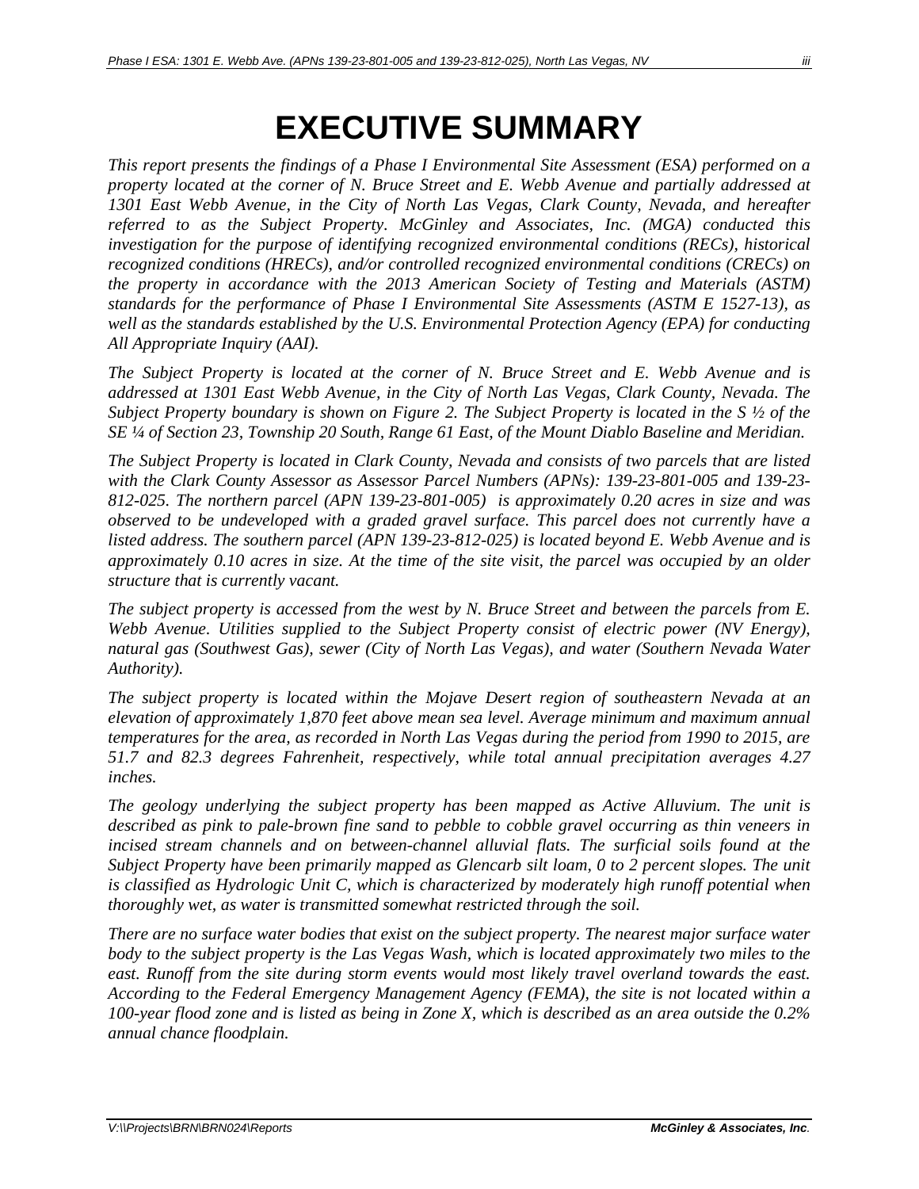# EXECUTIVE SUMMARY

*This report presents the findings of a Phase I Environmental Site Assessment (ESA) performed on a property located at the corner of N. Bruce Street and E. Webb Avenue and partially addressed at 1301 East Webb Avenue, in the City of North Las Vegas, Clark County, Nevada, and hereafter referred to as the Subject Property. McGinley and Associates, Inc. (MGA) conducted this investigation for the purpose of identifying recognized environmental conditions (RECs), historical recognized conditions (HRECs), and/or controlled recognized environmental conditions (CRECs) on the property in accordance with the 2013 American Society of Testing and Materials (ASTM) standards for the performance of Phase I Environmental Site Assessments (ASTM E 1527-13), as well as the standards established by the U.S. Environmental Protection Agency (EPA) for conducting All Appropriate Inquiry (AAI).*

*The Subject Property is located at the corner of N. Bruce Street and E. Webb Avenue and is addressed at 1301 East Webb Avenue, in the City of North Las Vegas, Clark County, Nevada. The Subject Property boundary is shown on Figure 2. The Subject Property is located in the S ½ of the SE ¼ of Section 23, Township 20 South, Range 61 East, of the Mount Diablo Baseline and Meridian.*

*The Subject Property is located in Clark County, Nevada and consists of two parcels that are listed with the Clark County Assessor as Assessor Parcel Numbers (APNs): 139-23-801-005 and 139-23-812-025. The northern parcel (APN 139-23-801-005) is approximately 0.20 acres in size and was observed to be undeveloped with a graded gravel surface. This parcel does not currently have a listed address. The southern parcel (APN 139-23-812-025) is located beyond E. Webb Avenue and is approximately 0.10 acres in size. At the time of the site visit, the parcel was occupied by an older structure that is currently vacant.*

*The subject property is accessed from the west by N. Bruce Street and between the parcels from E. Webb Avenue. Utilities supplied to the Subject Property consist of electric power (NV Energy), natural gas (Southwest Gas), sewer (City of North Las Vegas), and water (Southern Nevada Water Authority).*

*The subject property is located within the Mojave Desert region of southeastern Nevada at an elevation of approximately 1,870 feet above mean sea level. Average minimum and maximum annual temperatures for the area, as recorded in North Las Vegas during the period from 1990 to 2015, are 51.7 and 82.3 degrees Fahrenheit, respectively, while total annual precipitation averages 4.27 inches.*

*The geology underlying the subject property has been mapped as Active Alluvium. The unit is described as pink to pale-brown fine sand to pebble to cobble gravel occurring as thin veneers in incised stream channels and on between-channel alluvial flats. The surficial soils found at the Subject Property have been primarily mapped as Glencarb silt loam, 0 to 2 percent slopes. The unit is classified as Hydrologic Unit C, which is characterized by moderately high runoff potential when thoroughly wet, as water is transmitted somewhat restricted through the soil.*

*There are no surface water bodies that exist on the subject property. The nearest major surface water body to the subject property is the Las Vegas Wash, which is located approximately two miles to the east. Runoff from the site during storm events would most likely travel overland towards the east. According to the Federal Emergency Management Agency (FEMA), the site is not located within a 100-year flood zone and is listed as being in Zone X, which is described as an area outside the 0.2% annual chance floodplain.*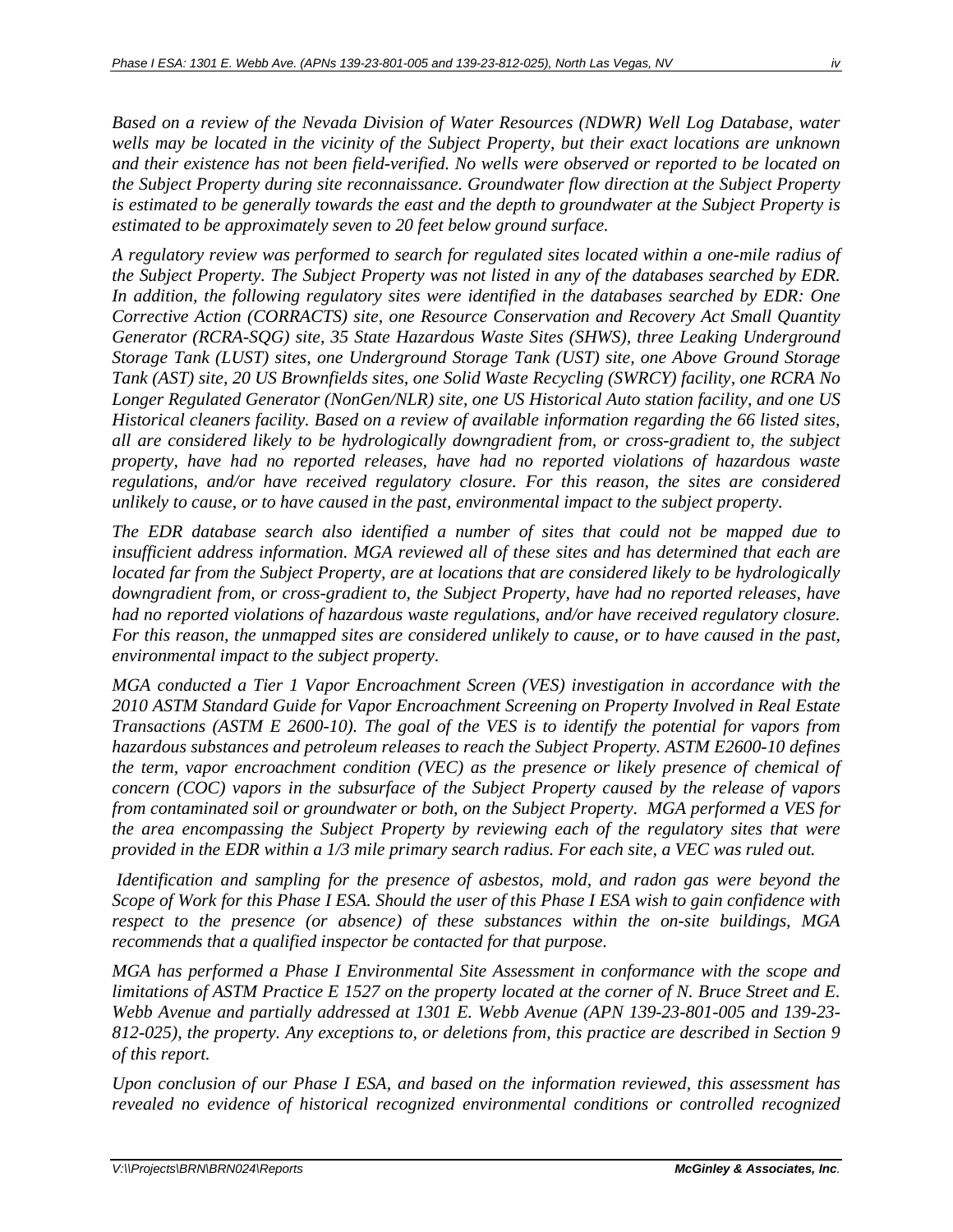*Based on a review of the Nevada Division of Water Resources (NDWR) Well Log Database, water wells may be located in the vicinity of the Subject Property, but their exact locations are unknown and their existence has not been field-verified. No wells were observed or reported to be located on the Subject Property during site reconnaissance. Groundwater flow direction at the Subject Property is estimated to be generally towards the east and the depth to groundwater at the Subject Property is estimated to be approximately seven to 20 feet below ground surface.*

*A regulatory review was performed to search for regulated sites located within a one-mile radius of the Subject Property. The Subject Property was not listed in any of the databases searched by EDR. In addition, the following regulatory sites were identified in the databases searched by EDR: One Corrective Action (CORRACTS) site, one Resource Conservation and Recovery Act Small Quantity Generator (RCRA-SQG) site, 35 State Hazardous Waste Sites (SHWS), three Leaking Underground Storage Tank (LUST) sites, one Underground Storage Tank (UST) site, one Above Ground Storage Tank (AST) site, 20 US Brownfields sites, one Solid Waste Recycling (SWRCY) facility, one RCRA No Longer Regulated Generator (NonGen/NLR) site, one US Historical Auto station facility, and one US Historical cleaners facility. Based on a review of available information regarding the 66 listed sites, all are considered likely to be hydrologically downgradient from, or cross-gradient to, the subject property, have had no reported releases, have had no reported violations of hazardous waste regulations, and/or have received regulatory closure. For this reason, the sites are considered unlikely to cause, or to have caused in the past, environmental impact to the subject property.*

*The EDR database search also identified a number of sites that could not be mapped due to insufficient address information. MGA reviewed all of these sites and has determined that each are located far from the Subject Property, are at locations that are considered likely to be hydrologically downgradient from, or cross-gradient to, the Subject Property, have had no reported releases, have had no reported violations of hazardous waste regulations, and/or have received regulatory closure. For this reason, the unmapped sites are considered unlikely to cause, or to have caused in the past, environmental impact to the subject property.*

*MGA conducted a Tier 1 Vapor Encroachment Screen (VES) investigation in accordance with the 2010 ASTM Standard Guide for Vapor Encroachment Screening on Property Involved in Real Estate Transactions (ASTM E 2600-10). The goal of the VES is to identify the potential for vapors from hazardous substances and petroleum releases to reach the Subject Property. ASTM E2600-10 defines the term, vapor encroachment condition (VEC) as the presence or likely presence of chemical of concern (COC) vapors in the subsurface of the Subject Property caused by the release of vapors from contaminated soil or groundwater or both, on the Subject Property. MGA performed a VES for the area encompassing the Subject Property by reviewing each of the regulatory sites that were provided in the EDR within a 1/3 mile primary search radius. For each site, a VEC was ruled out.*

*Identification and sampling for the presence of asbestos, mold, and radon gas were beyond the Scope of Work for this Phase I ESA. Should the user of this Phase I ESA wish to gain confidence with respect to the presence (or absence) of these substances within the on-site buildings, MGA recommends that a qualified inspector be contacted for that purpose.*

*MGA has performed a Phase I Environmental Site Assessment in conformance with the scope and limitations of ASTM Practice E 1527 on the property located at the corner of N. Bruce Street and E. Webb Avenue and partially addressed at 1301 E. Webb Avenue (APN 139-23-801-005 and 139-23-812-025), the property. Any exceptions to, or deletions from, this practice are described in Section 9 of this report.*

*Upon conclusion of our Phase I ESA, and based on the information reviewed, this assessment has revealed no evidence of historical recognized environmental conditions or controlled recognized*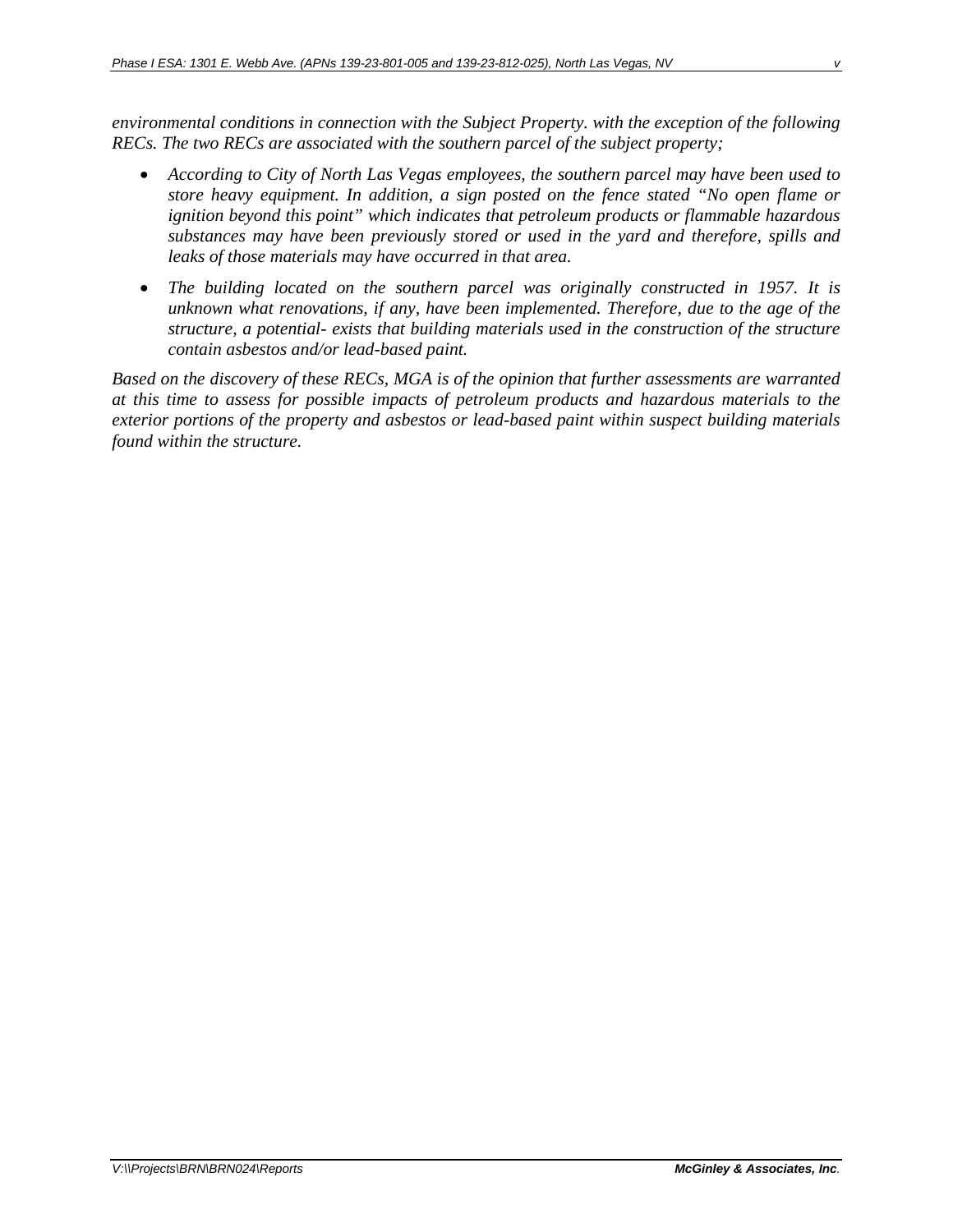*environmental conditions in connection with the Subject Property. with the exception of the following RECs. The two RECs are associated with the southern parcel of the subject property;*

- *According to City of North Las Vegas employees, the southern parcel may have been used to store heavy equipment. In addition, a sign posted on the fence stated "No open flame or ignition beyond this point" which indicates that petroleum products or flammable hazardous substances may have been previously stored or used in the yard and therefore, spills and leaks of those materials may have occurred in that area.*
- *The building located on the southern parcel was originally constructed in 1957. It is unknown what renovations, if any, have been implemented. Therefore, due to the age of the structure, a potential- exists that building materials used in the construction of the structure contain asbestos and/or lead-based paint.*

*Based on the discovery of these RECs, MGA is of the opinion that further assessments are warranted at this time to assess for possible impacts of petroleum products and hazardous materials to the exterior portions of the property and asbestos or lead-based paint within suspect building materials found within the structure.*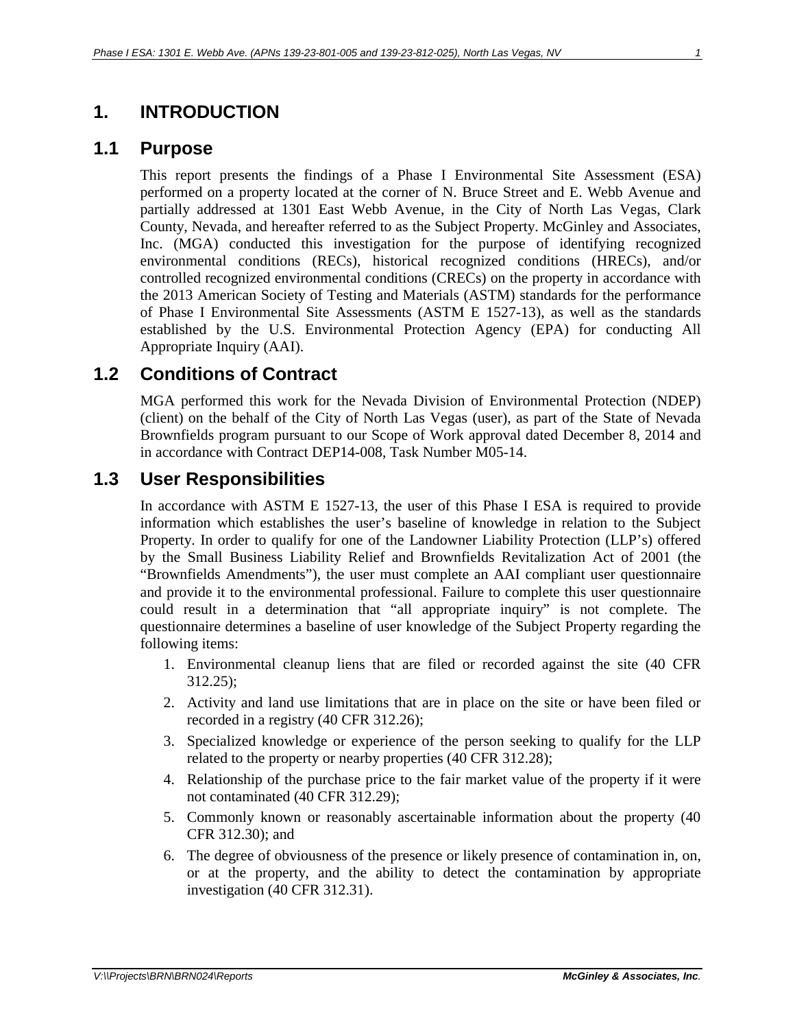# 1. INTRODUCTION

## 1.1 Purpose

This report presents the findings of a Phase I Environmental Site Assessment (ESA) performed on a property located at the corner of N. Bruce Street and E. Webb Avenue and partially addressed at 1301 East Webb Avenue, in the City of North Las Vegas, Clark County, Nevada, and hereafter referred to as the Subject Property. McGinley and Associates, Inc. (MGA) conducted this investigation for the purpose of identifying recognized environmental conditions (RECs), historical recognized conditions (HRECs), and/or controlled recognized environmental conditions (CRECs) on the property in accordance with the 2013 American Society of Testing and Materials (ASTM) standards for the performance of Phase I Environmental Site Assessments (ASTM E 1527-13), as well as the standards established by the U.S. Environmental Protection Agency (EPA) for conducting All Appropriate Inquiry (AAI).

## 1.2 Conditions of Contract

MGA performed this work for the Nevada Division of Environmental Protection (NDEP) (client) on the behalf of the City of North Las Vegas (user), as part of the State of Nevada Brownfields program pursuant to our Scope of Work approval dated December 8, 2014 and in accordance with Contract DEP14-008, Task Number M05-14.

## 1.3 User Responsibilities

In accordance with ASTM E 1527-13, the user of this Phase I ESA is required to provide information which establishes the user's baseline of knowledge in relation to the Subject Property. In order to qualify for one of the Landowner Liability Protection (LLP's) offered by the Small Business Liability Relief and Brownfields Revitalization Act of 2001 (the "Brownfields Amendments"), the user must complete an AAI compliant user questionnaire and provide it to the environmental professional. Failure to complete this user questionnaire could result in a determination that "all appropriate inquiry" is not complete. The questionnaire determines a baseline of user knowledge of the Subject Property regarding the following items:

1. Environmental cleanup liens that are filed or recorded against the site (40 CFR 312.25);
2. Activity and land use limitations that are in place on the site or have been filed or recorded in a registry (40 CFR 312.26);
3. Specialized knowledge or experience of the person seeking to qualify for the LLP related to the property or nearby properties (40 CFR 312.28);
4. Relationship of the purchase price to the fair market value of the property if it were not contaminated (40 CFR 312.29);
5. Commonly known or reasonably ascertainable information about the property (40 CFR 312.30); and
6. The degree of obviousness of the presence or likely presence of contamination in, on, or at the property, and the ability to detect the contamination by appropriate investigation (40 CFR 312.31).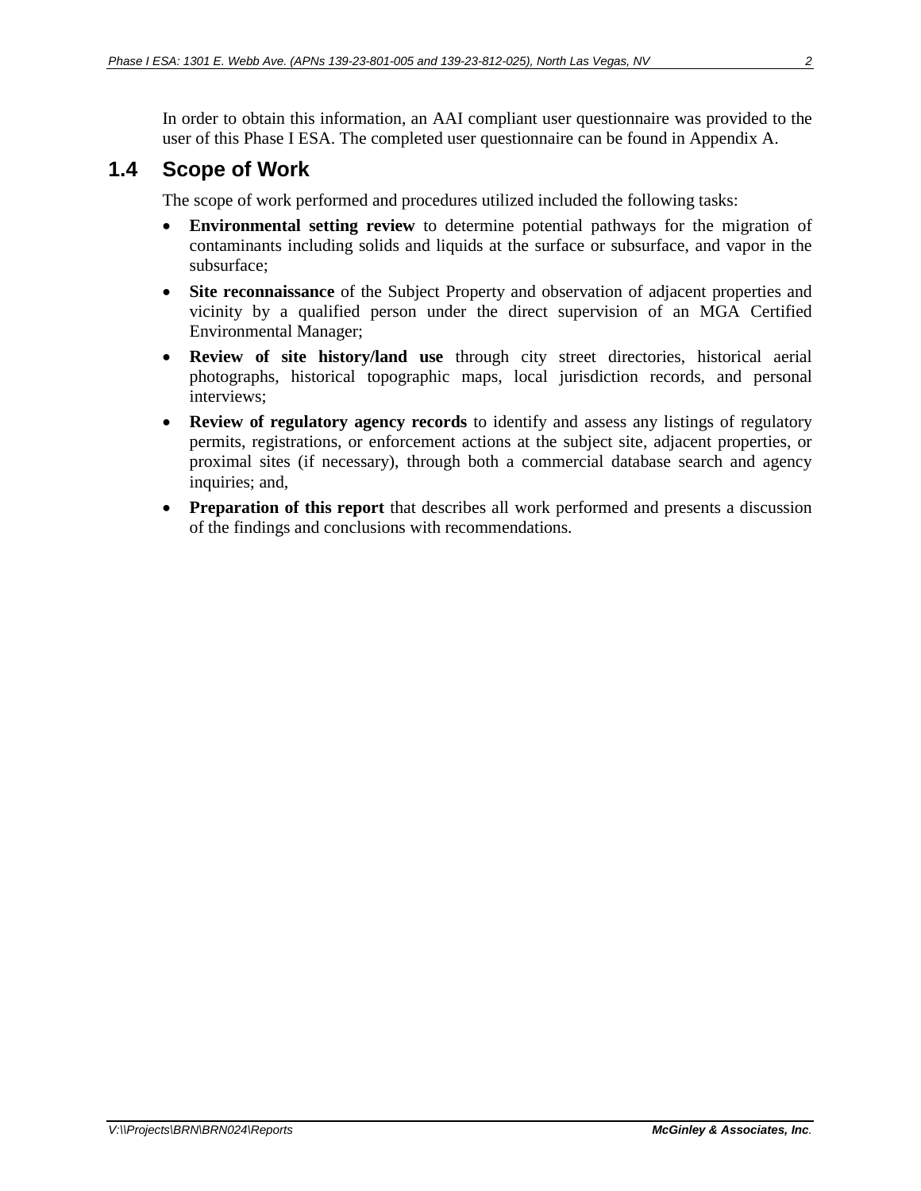In order to obtain this information, an AAI compliant user questionnaire was provided to the user of this Phase I ESA. The completed user questionnaire can be found in Appendix A.

## 1.4 Scope of Work

The scope of work performed and procedures utilized included the following tasks:

- **Environmental setting review** to determine potential pathways for the migration of contaminants including solids and liquids at the surface or subsurface, and vapor in the subsurface;
- **Site reconnaissance** of the Subject Property and observation of adjacent properties and vicinity by a qualified person under the direct supervision of an MGA Certified Environmental Manager;
- **Review of site history/land use** through city street directories, historical aerial photographs, historical topographic maps, local jurisdiction records, and personal interviews;
- **Review of regulatory agency records** to identify and assess any listings of regulatory permits, registrations, or enforcement actions at the subject site, adjacent properties, or proximal sites (if necessary), through both a commercial database search and agency inquiries; and,
- **Preparation of this report** that describes all work performed and presents a discussion of the findings and conclusions with recommendations.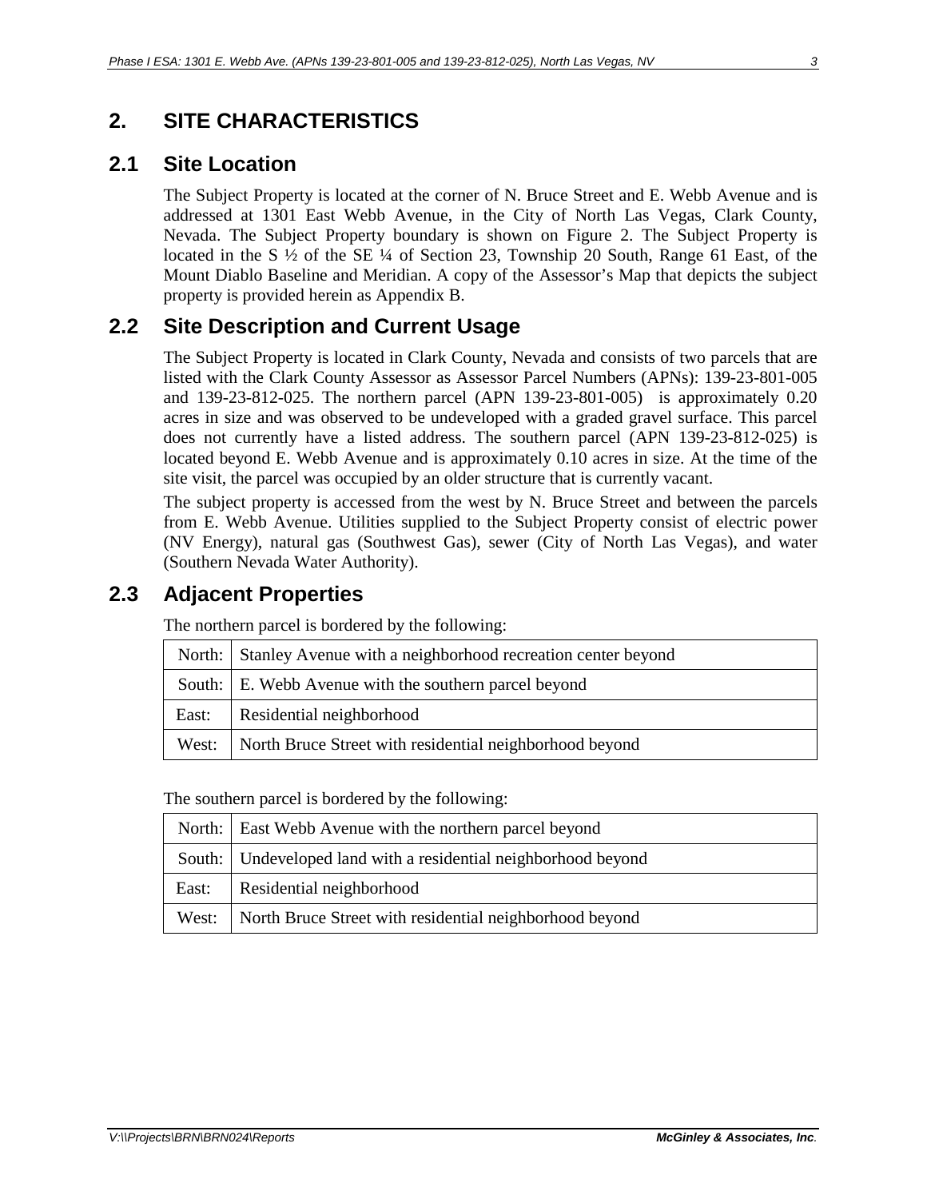# 2. SITE CHARACTERISTICS

## 2.1 Site Location

The Subject Property is located at the corner of N. Bruce Street and E. Webb Avenue and is addressed at 1301 East Webb Avenue, in the City of North Las Vegas, Clark County, Nevada. The Subject Property boundary is shown on Figure 2. The Subject Property is located in the S ½ of the SE ¼ of Section 23, Township 20 South, Range 61 East, of the Mount Diablo Baseline and Meridian. A copy of the Assessor's Map that depicts the subject property is provided herein as Appendix B.

## 2.2 Site Description and Current Usage

The Subject Property is located in Clark County, Nevada and consists of two parcels that are listed with the Clark County Assessor as Assessor Parcel Numbers (APNs): 139-23-801-005 and 139-23-812-025. The northern parcel (APN 139-23-801-005) is approximately 0.20 acres in size and was observed to be undeveloped with a graded gravel surface. This parcel does not currently have a listed address. The southern parcel (APN 139-23-812-025) is located beyond E. Webb Avenue and is approximately 0.10 acres in size. At the time of the site visit, the parcel was occupied by an older structure that is currently vacant.

The subject property is accessed from the west by N. Bruce Street and between the parcels from E. Webb Avenue. Utilities supplied to the Subject Property consist of electric power (NV Energy), natural gas (Southwest Gas), sewer (City of North Las Vegas), and water (Southern Nevada Water Authority).

## 2.3 Adjacent Properties

The northern parcel is bordered by the following:

| | |
|---|---|
| North: | Stanley Avenue with a neighborhood recreation center beyond |
| South: | E. Webb Avenue with the southern parcel beyond |
| East: | Residential neighborhood |
| West: | North Bruce Street with residential neighborhood beyond |

The southern parcel is bordered by the following:

| | |
|---|---|
| North: | East Webb Avenue with the northern parcel beyond |
| South: | Undeveloped land with a residential neighborhood beyond |
| East: | Residential neighborhood |
| West: | North Bruce Street with residential neighborhood beyond |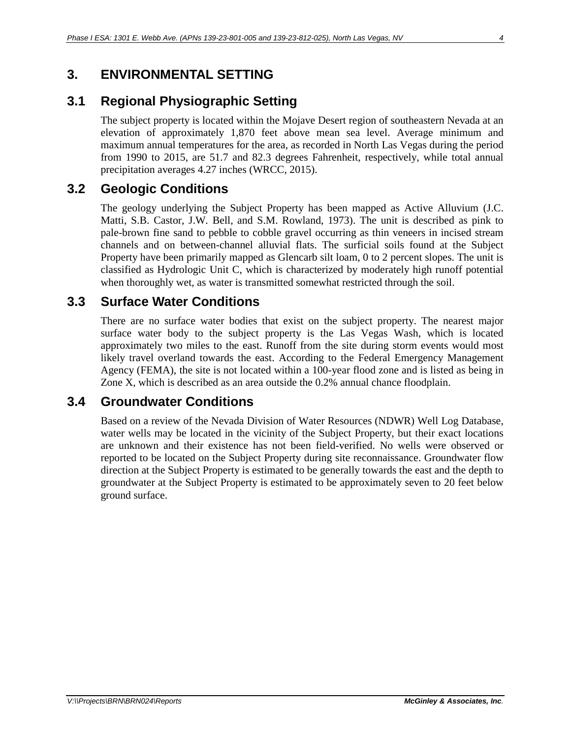# 3. ENVIRONMENTAL SETTING

## 3.1 Regional Physiographic Setting

The subject property is located within the Mojave Desert region of southeastern Nevada at an elevation of approximately 1,870 feet above mean sea level. Average minimum and maximum annual temperatures for the area, as recorded in North Las Vegas during the period from 1990 to 2015, are 51.7 and 82.3 degrees Fahrenheit, respectively, while total annual precipitation averages 4.27 inches (WRCC, 2015).

## 3.2 Geologic Conditions

The geology underlying the Subject Property has been mapped as Active Alluvium (J.C. Matti, S.B. Castor, J.W. Bell, and S.M. Rowland, 1973). The unit is described as pink to pale-brown fine sand to pebble to cobble gravel occurring as thin veneers in incised stream channels and on between-channel alluvial flats. The surficial soils found at the Subject Property have been primarily mapped as Glencarb silt loam, 0 to 2 percent slopes. The unit is classified as Hydrologic Unit C, which is characterized by moderately high runoff potential when thoroughly wet, as water is transmitted somewhat restricted through the soil.

## 3.3 Surface Water Conditions

There are no surface water bodies that exist on the subject property. The nearest major surface water body to the subject property is the Las Vegas Wash, which is located approximately two miles to the east. Runoff from the site during storm events would most likely travel overland towards the east. According to the Federal Emergency Management Agency (FEMA), the site is not located within a 100-year flood zone and is listed as being in Zone X, which is described as an area outside the 0.2% annual chance floodplain.

## 3.4 Groundwater Conditions

Based on a review of the Nevada Division of Water Resources (NDWR) Well Log Database, water wells may be located in the vicinity of the Subject Property, but their exact locations are unknown and their existence has not been field-verified. No wells were observed or reported to be located on the Subject Property during site reconnaissance. Groundwater flow direction at the Subject Property is estimated to be generally towards the east and the depth to groundwater at the Subject Property is estimated to be approximately seven to 20 feet below ground surface.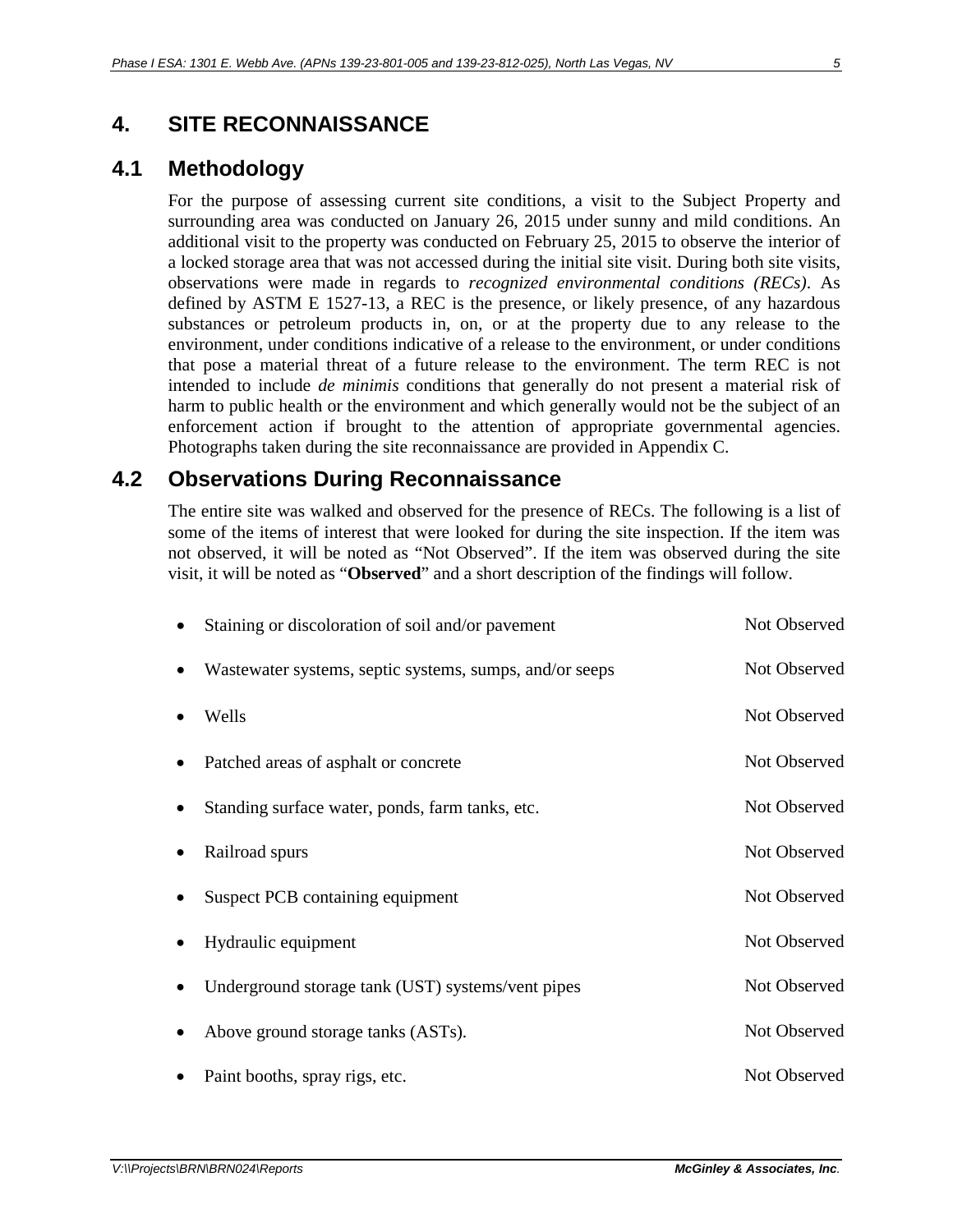# 4. SITE RECONNAISSANCE

## 4.1 Methodology

For the purpose of assessing current site conditions, a visit to the Subject Property and surrounding area was conducted on January 26, 2015 under sunny and mild conditions. An additional visit to the property was conducted on February 25, 2015 to observe the interior of a locked storage area that was not accessed during the initial site visit. During both site visits, observations were made in regards to *recognized environmental conditions (RECs)*. As defined by ASTM E 1527-13, a REC is the presence, or likely presence, of any hazardous substances or petroleum products in, on, or at the property due to any release to the environment, under conditions indicative of a release to the environment, or under conditions that pose a material threat of a future release to the environment. The term REC is not intended to include *de minimis* conditions that generally do not present a material risk of harm to public health or the environment and which generally would not be the subject of an enforcement action if brought to the attention of appropriate governmental agencies. Photographs taken during the site reconnaissance are provided in Appendix C.

## 4.2 Observations During Reconnaissance

The entire site was walked and observed for the presence of RECs. The following is a list of some of the items of interest that were looked for during the site inspection. If the item was not observed, it will be noted as "Not Observed". If the item was observed during the site visit, it will be noted as "**Observed**" and a short description of the findings will follow.

- Staining or discoloration of soil and/or pavement — Not Observed
- Wastewater systems, septic systems, sumps, and/or seeps — Not Observed
- Wells — Not Observed
- Patched areas of asphalt or concrete — Not Observed
- Standing surface water, ponds, farm tanks, etc. — Not Observed
- Railroad spurs — Not Observed
- Suspect PCB containing equipment — Not Observed
- Hydraulic equipment — Not Observed
- Underground storage tank (UST) systems/vent pipes — Not Observed
- Above ground storage tanks (ASTs). — Not Observed
- Paint booths, spray rigs, etc. — Not Observed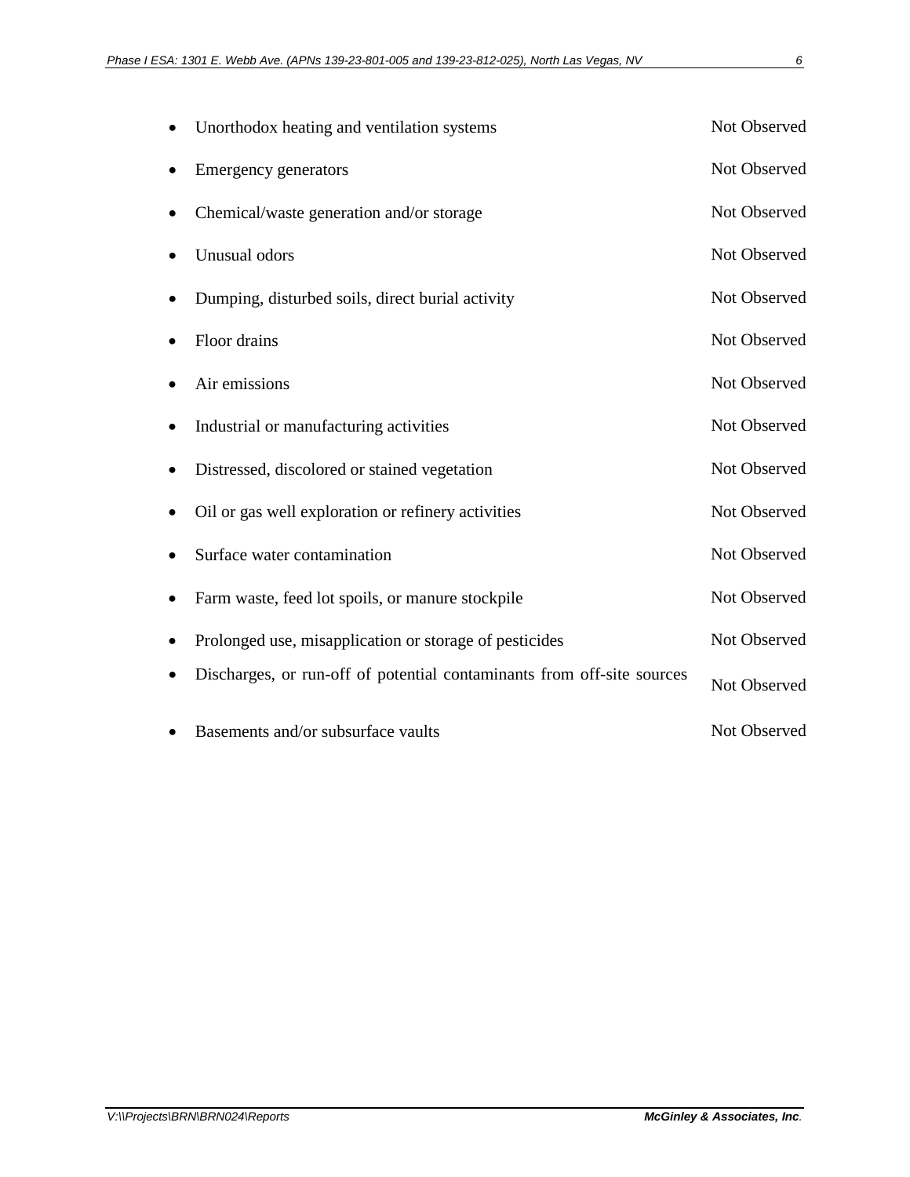- Unorthodox heating and ventilation systems — Not Observed
- Emergency generators — Not Observed
- Chemical/waste generation and/or storage — Not Observed
- Unusual odors — Not Observed
- Dumping, disturbed soils, direct burial activity — Not Observed
- Floor drains — Not Observed
- Air emissions — Not Observed
- Industrial or manufacturing activities — Not Observed
- Distressed, discolored or stained vegetation — Not Observed
- Oil or gas well exploration or refinery activities — Not Observed
- Surface water contamination — Not Observed
- Farm waste, feed lot spoils, or manure stockpile — Not Observed
- Prolonged use, misapplication or storage of pesticides — Not Observed
- Discharges, or run-off of potential contaminants from off-site sources — Not Observed
- Basements and/or subsurface vaults — Not Observed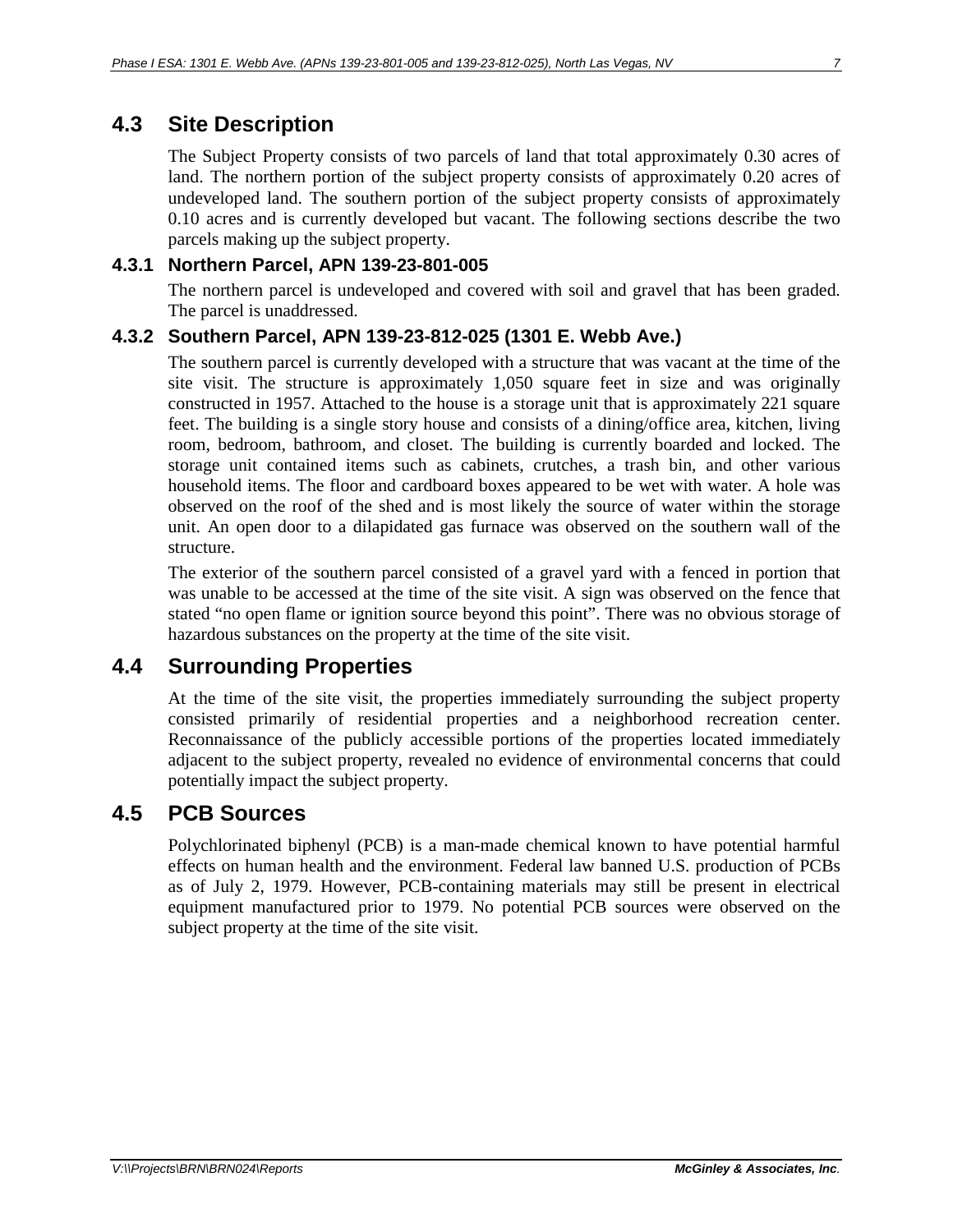## 4.3 Site Description

The Subject Property consists of two parcels of land that total approximately 0.30 acres of land. The northern portion of the subject property consists of approximately 0.20 acres of undeveloped land. The southern portion of the subject property consists of approximately 0.10 acres and is currently developed but vacant. The following sections describe the two parcels making up the subject property.

### 4.3.1 Northern Parcel, APN 139-23-801-005

The northern parcel is undeveloped and covered with soil and gravel that has been graded. The parcel is unaddressed.

### 4.3.2 Southern Parcel, APN 139-23-812-025 (1301 E. Webb Ave.)

The southern parcel is currently developed with a structure that was vacant at the time of the site visit. The structure is approximately 1,050 square feet in size and was originally constructed in 1957. Attached to the house is a storage unit that is approximately 221 square feet. The building is a single story house and consists of a dining/office area, kitchen, living room, bedroom, bathroom, and closet. The building is currently boarded and locked. The storage unit contained items such as cabinets, crutches, a trash bin, and other various household items. The floor and cardboard boxes appeared to be wet with water. A hole was observed on the roof of the shed and is most likely the source of water within the storage unit. An open door to a dilapidated gas furnace was observed on the southern wall of the structure.

The exterior of the southern parcel consisted of a gravel yard with a fenced in portion that was unable to be accessed at the time of the site visit. A sign was observed on the fence that stated "no open flame or ignition source beyond this point". There was no obvious storage of hazardous substances on the property at the time of the site visit.

## 4.4 Surrounding Properties

At the time of the site visit, the properties immediately surrounding the subject property consisted primarily of residential properties and a neighborhood recreation center. Reconnaissance of the publicly accessible portions of the properties located immediately adjacent to the subject property, revealed no evidence of environmental concerns that could potentially impact the subject property.

## 4.5 PCB Sources

Polychlorinated biphenyl (PCB) is a man-made chemical known to have potential harmful effects on human health and the environment. Federal law banned U.S. production of PCBs as of July 2, 1979. However, PCB-containing materials may still be present in electrical equipment manufactured prior to 1979. No potential PCB sources were observed on the subject property at the time of the site visit.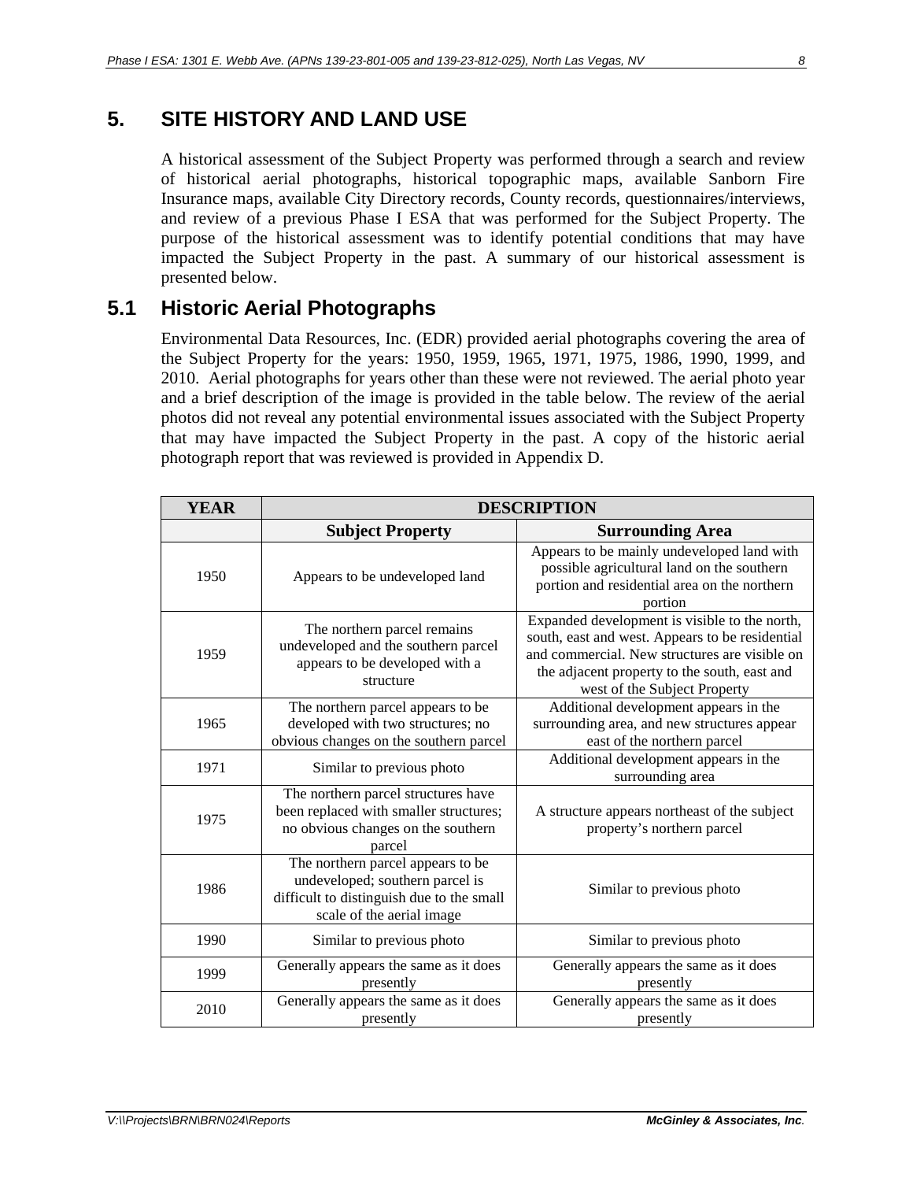# 5. SITE HISTORY AND LAND USE

A historical assessment of the Subject Property was performed through a search and review of historical aerial photographs, historical topographic maps, available Sanborn Fire Insurance maps, available City Directory records, County records, questionnaires/interviews, and review of a previous Phase I ESA that was performed for the Subject Property. The purpose of the historical assessment was to identify potential conditions that may have impacted the Subject Property in the past. A summary of our historical assessment is presented below.

## 5.1 Historic Aerial Photographs

Environmental Data Resources, Inc. (EDR) provided aerial photographs covering the area of the Subject Property for the years: 1950, 1959, 1965, 1971, 1975, 1986, 1990, 1999, and 2010. Aerial photographs for years other than these were not reviewed. The aerial photo year and a brief description of the image is provided in the table below. The review of the aerial photos did not reveal any potential environmental issues associated with the Subject Property that may have impacted the Subject Property in the past. A copy of the historic aerial photograph report that was reviewed is provided in Appendix D.

| YEAR | DESCRIPTION | |
|---|---|---|
| | **Subject Property** | **Surrounding Area** |
| 1950 | Appears to be undeveloped land | Appears to be mainly undeveloped land with possible agricultural land on the southern portion and residential area on the northern portion |
| 1959 | The northern parcel remains undeveloped and the southern parcel appears to be developed with a structure | Expanded development is visible to the north, south, east and west. Appears to be residential and commercial. New structures are visible on the adjacent property to the south, east and west of the Subject Property |
| 1965 | The northern parcel appears to be developed with two structures; no obvious changes on the southern parcel | Additional development appears in the surrounding area, and new structures appear east of the northern parcel |
| 1971 | Similar to previous photo | Additional development appears in the surrounding area |
| 1975 | The northern parcel structures have been replaced with smaller structures; no obvious changes on the southern parcel | A structure appears northeast of the subject property's northern parcel |
| 1986 | The northern parcel appears to be undeveloped; southern parcel is difficult to distinguish due to the small scale of the aerial image | Similar to previous photo |
| 1990 | Similar to previous photo | Similar to previous photo |
| 1999 | Generally appears the same as it does presently | Generally appears the same as it does presently |
| 2010 | Generally appears the same as it does presently | Generally appears the same as it does presently |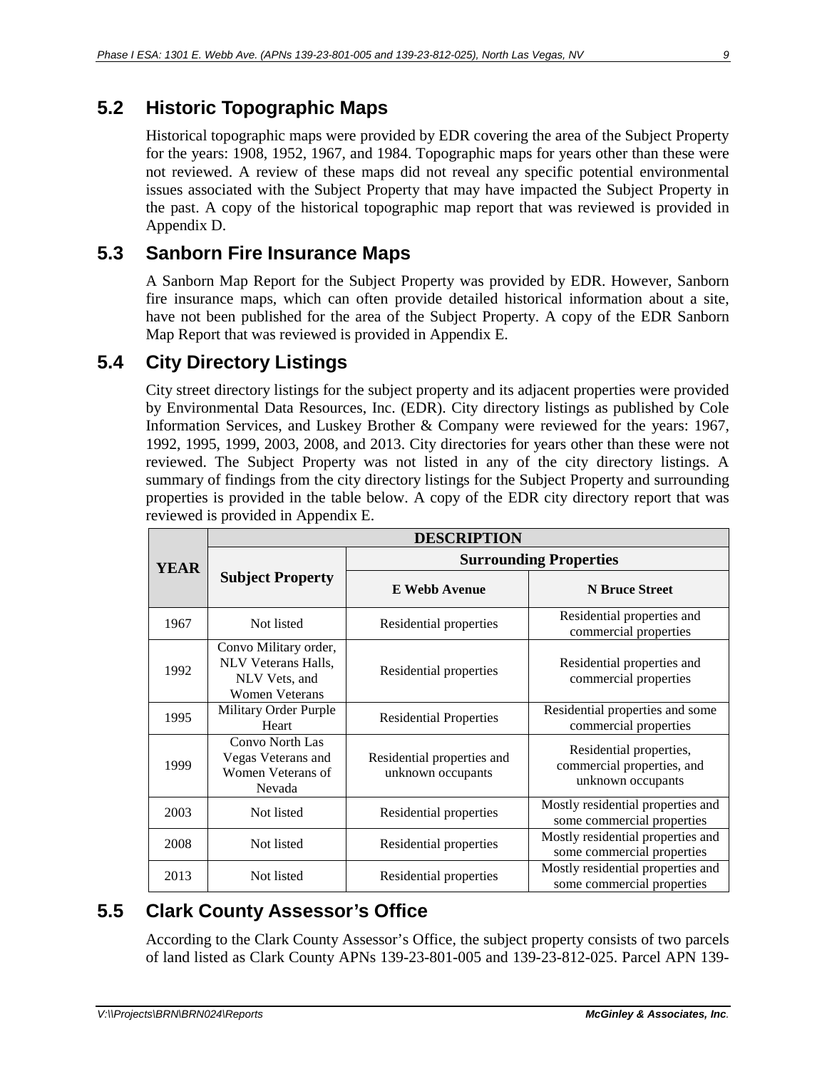## 5.2 Historic Topographic Maps

Historical topographic maps were provided by EDR covering the area of the Subject Property for the years: 1908, 1952, 1967, and 1984. Topographic maps for years other than these were not reviewed. A review of these maps did not reveal any specific potential environmental issues associated with the Subject Property that may have impacted the Subject Property in the past. A copy of the historical topographic map report that was reviewed is provided in Appendix D.

## 5.3 Sanborn Fire Insurance Maps

A Sanborn Map Report for the Subject Property was provided by EDR. However, Sanborn fire insurance maps, which can often provide detailed historical information about a site, have not been published for the area of the Subject Property. A copy of the EDR Sanborn Map Report that was reviewed is provided in Appendix E.

## 5.4 City Directory Listings

City street directory listings for the subject property and its adjacent properties were provided by Environmental Data Resources, Inc. (EDR). City directory listings as published by Cole Information Services, and Luskey Brother & Company were reviewed for the years: 1967, 1992, 1995, 1999, 2003, 2008, and 2013. City directories for years other than these were not reviewed. The Subject Property was not listed in any of the city directory listings. A summary of findings from the city directory listings for the Subject Property and surrounding properties is provided in the table below. A copy of the EDR city directory report that was reviewed is provided in Appendix E.

| YEAR | DESCRIPTION | | |
|---|---|---|---|
| | Subject Property | Surrounding Properties | |
| | | E Webb Avenue | N Bruce Street |
| 1967 | Not listed | Residential properties | Residential properties and commercial properties |
| 1992 | Convo Military order, NLV Veterans Halls, NLV Vets, and Women Veterans | Residential properties | Residential properties and commercial properties |
| 1995 | Military Order Purple Heart | Residential Properties | Residential properties and some commercial properties |
| 1999 | Convo North Las Vegas Veterans and Women Veterans of Nevada | Residential properties and unknown occupants | Residential properties, commercial properties, and unknown occupants |
| 2003 | Not listed | Residential properties | Mostly residential properties and some commercial properties |
| 2008 | Not listed | Residential properties | Mostly residential properties and some commercial properties |
| 2013 | Not listed | Residential properties | Mostly residential properties and some commercial properties |

## 5.5 Clark County Assessor's Office

According to the Clark County Assessor's Office, the subject property consists of two parcels of land listed as Clark County APNs 139-23-801-005 and 139-23-812-025. Parcel APN 139-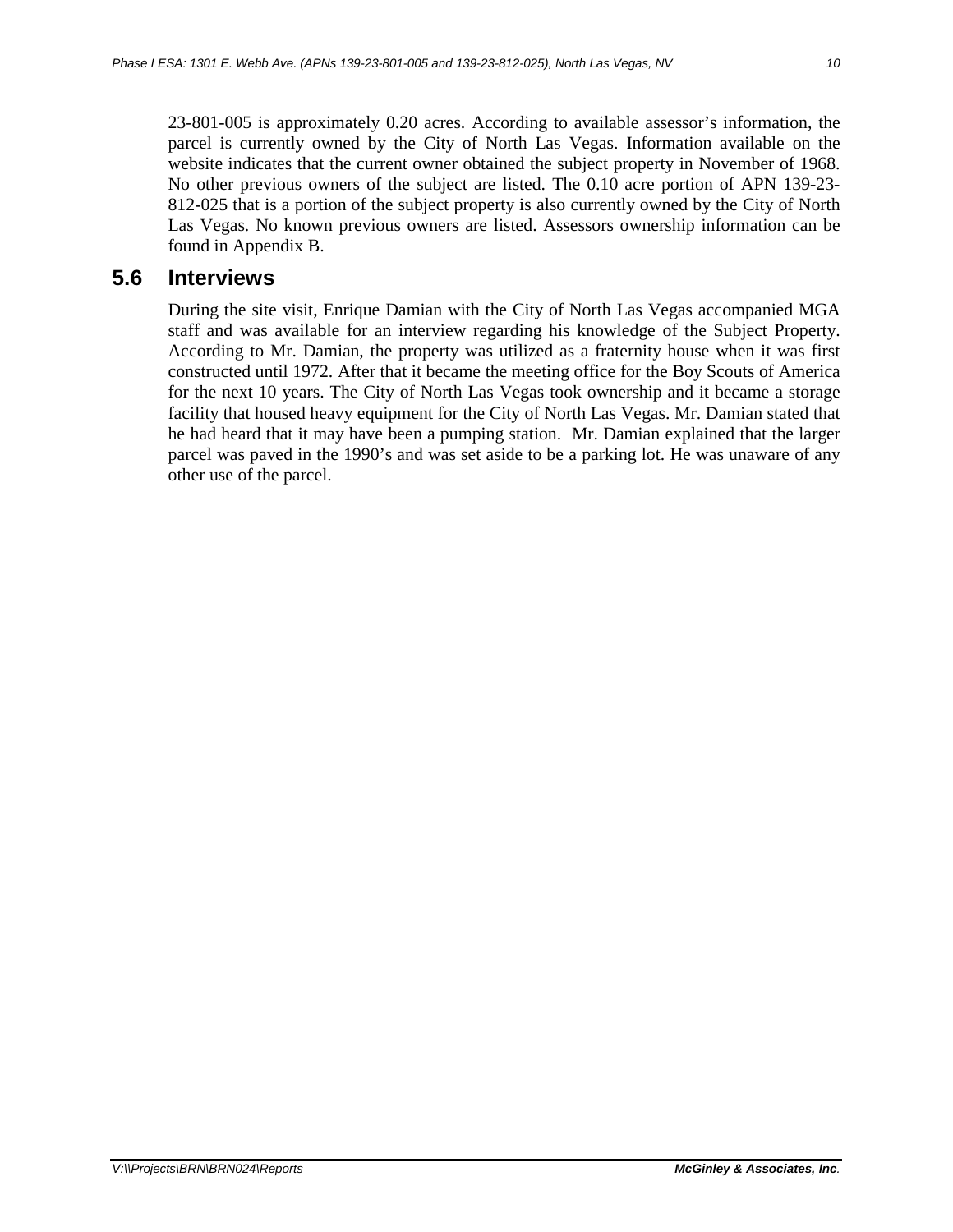23-801-005 is approximately 0.20 acres. According to available assessor's information, the parcel is currently owned by the City of North Las Vegas. Information available on the website indicates that the current owner obtained the subject property in November of 1968. No other previous owners of the subject are listed. The 0.10 acre portion of APN 139-23-812-025 that is a portion of the subject property is also currently owned by the City of North Las Vegas. No known previous owners are listed. Assessors ownership information can be found in Appendix B.

## 5.6 Interviews

During the site visit, Enrique Damian with the City of North Las Vegas accompanied MGA staff and was available for an interview regarding his knowledge of the Subject Property. According to Mr. Damian, the property was utilized as a fraternity house when it was first constructed until 1972. After that it became the meeting office for the Boy Scouts of America for the next 10 years. The City of North Las Vegas took ownership and it became a storage facility that housed heavy equipment for the City of North Las Vegas. Mr. Damian stated that he had heard that it may have been a pumping station. Mr. Damian explained that the larger parcel was paved in the 1990's and was set aside to be a parking lot. He was unaware of any other use of the parcel.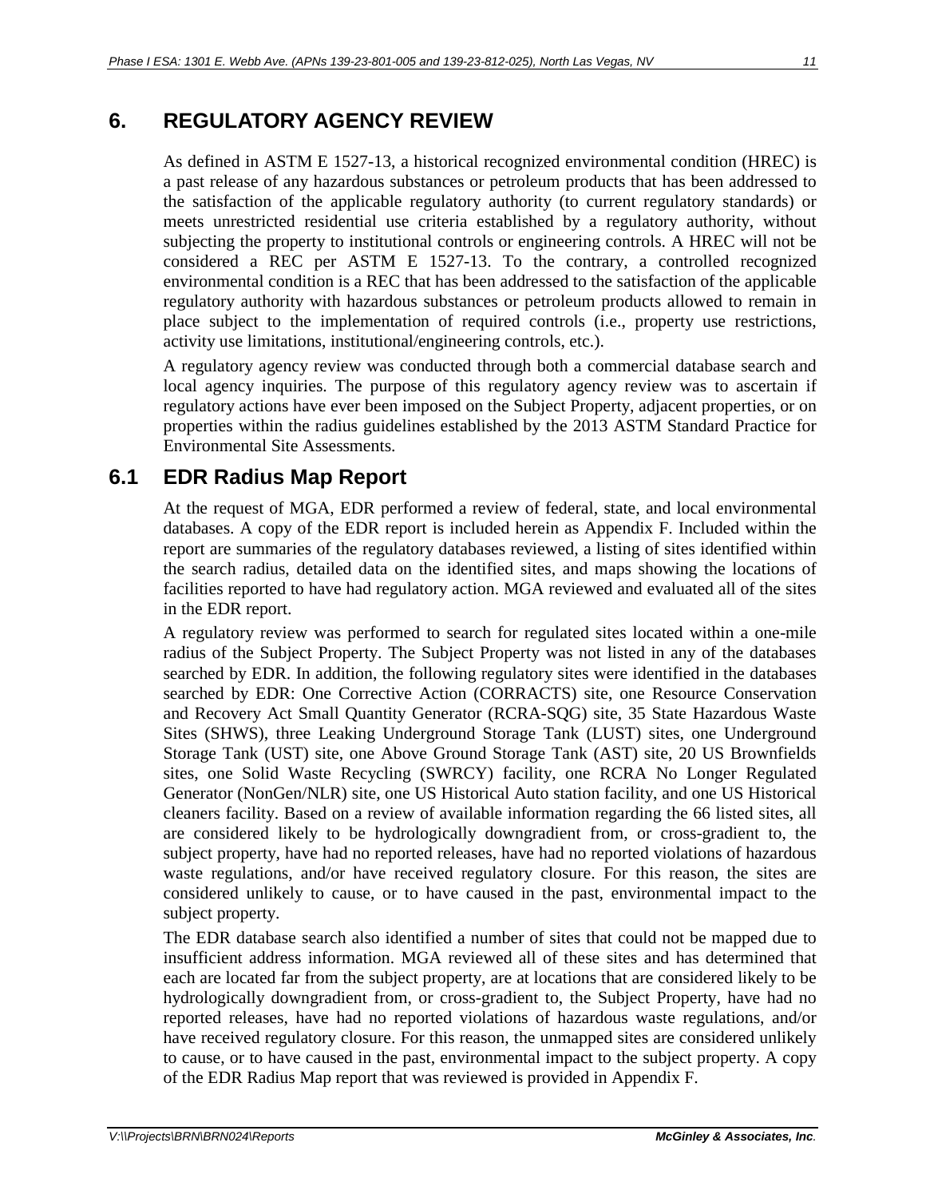# 6. REGULATORY AGENCY REVIEW

As defined in ASTM E 1527-13, a historical recognized environmental condition (HREC) is a past release of any hazardous substances or petroleum products that has been addressed to the satisfaction of the applicable regulatory authority (to current regulatory standards) or meets unrestricted residential use criteria established by a regulatory authority, without subjecting the property to institutional controls or engineering controls. A HREC will not be considered a REC per ASTM E 1527-13. To the contrary, a controlled recognized environmental condition is a REC that has been addressed to the satisfaction of the applicable regulatory authority with hazardous substances or petroleum products allowed to remain in place subject to the implementation of required controls (i.e., property use restrictions, activity use limitations, institutional/engineering controls, etc.).

A regulatory agency review was conducted through both a commercial database search and local agency inquiries. The purpose of this regulatory agency review was to ascertain if regulatory actions have ever been imposed on the Subject Property, adjacent properties, or on properties within the radius guidelines established by the 2013 ASTM Standard Practice for Environmental Site Assessments.

## 6.1 EDR Radius Map Report

At the request of MGA, EDR performed a review of federal, state, and local environmental databases. A copy of the EDR report is included herein as Appendix F. Included within the report are summaries of the regulatory databases reviewed, a listing of sites identified within the search radius, detailed data on the identified sites, and maps showing the locations of facilities reported to have had regulatory action. MGA reviewed and evaluated all of the sites in the EDR report.

A regulatory review was performed to search for regulated sites located within a one-mile radius of the Subject Property. The Subject Property was not listed in any of the databases searched by EDR. In addition, the following regulatory sites were identified in the databases searched by EDR: One Corrective Action (CORRACTS) site, one Resource Conservation and Recovery Act Small Quantity Generator (RCRA-SQG) site, 35 State Hazardous Waste Sites (SHWS), three Leaking Underground Storage Tank (LUST) sites, one Underground Storage Tank (UST) site, one Above Ground Storage Tank (AST) site, 20 US Brownfields sites, one Solid Waste Recycling (SWRCY) facility, one RCRA No Longer Regulated Generator (NonGen/NLR) site, one US Historical Auto station facility, and one US Historical cleaners facility. Based on a review of available information regarding the 66 listed sites, all are considered likely to be hydrologically downgradient from, or cross-gradient to, the subject property, have had no reported releases, have had no reported violations of hazardous waste regulations, and/or have received regulatory closure. For this reason, the sites are considered unlikely to cause, or to have caused in the past, environmental impact to the subject property.

The EDR database search also identified a number of sites that could not be mapped due to insufficient address information. MGA reviewed all of these sites and has determined that each are located far from the subject property, are at locations that are considered likely to be hydrologically downgradient from, or cross-gradient to, the Subject Property, have had no reported releases, have had no reported violations of hazardous waste regulations, and/or have received regulatory closure. For this reason, the unmapped sites are considered unlikely to cause, or to have caused in the past, environmental impact to the subject property. A copy of the EDR Radius Map report that was reviewed is provided in Appendix F.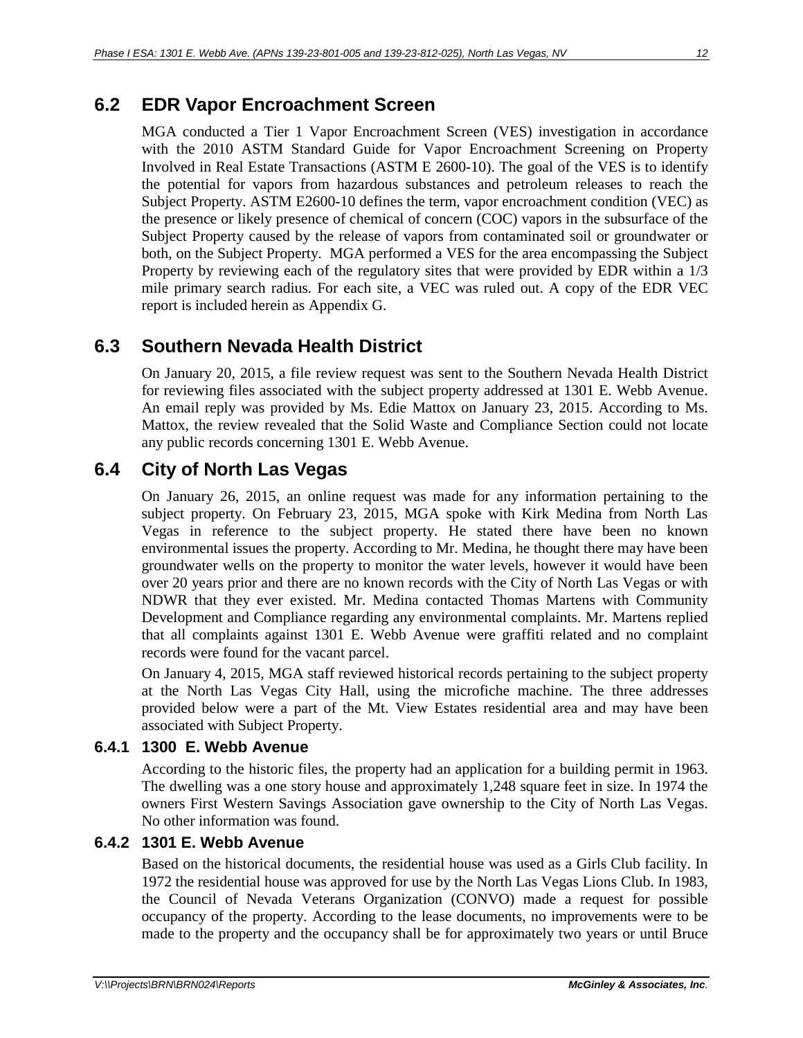## 6.2 EDR Vapor Encroachment Screen

MGA conducted a Tier 1 Vapor Encroachment Screen (VES) investigation in accordance with the 2010 ASTM Standard Guide for Vapor Encroachment Screening on Property Involved in Real Estate Transactions (ASTM E 2600-10). The goal of the VES is to identify the potential for vapors from hazardous substances and petroleum releases to reach the Subject Property. ASTM E2600-10 defines the term, vapor encroachment condition (VEC) as the presence or likely presence of chemical of concern (COC) vapors in the subsurface of the Subject Property caused by the release of vapors from contaminated soil or groundwater or both, on the Subject Property. MGA performed a VES for the area encompassing the Subject Property by reviewing each of the regulatory sites that were provided by EDR within a 1/3 mile primary search radius. For each site, a VEC was ruled out. A copy of the EDR VEC report is included herein as Appendix G.

## 6.3 Southern Nevada Health District

On January 20, 2015, a file review request was sent to the Southern Nevada Health District for reviewing files associated with the subject property addressed at 1301 E. Webb Avenue. An email reply was provided by Ms. Edie Mattox on January 23, 2015. According to Ms. Mattox, the review revealed that the Solid Waste and Compliance Section could not locate any public records concerning 1301 E. Webb Avenue.

## 6.4 City of North Las Vegas

On January 26, 2015, an online request was made for any information pertaining to the subject property. On February 23, 2015, MGA spoke with Kirk Medina from North Las Vegas in reference to the subject property. He stated there have been no known environmental issues the property. According to Mr. Medina, he thought there may have been groundwater wells on the property to monitor the water levels, however it would have been over 20 years prior and there are no known records with the City of North Las Vegas or with NDWR that they ever existed. Mr. Medina contacted Thomas Martens with Community Development and Compliance regarding any environmental complaints. Mr. Martens replied that all complaints against 1301 E. Webb Avenue were graffiti related and no complaint records were found for the vacant parcel.

On January 4, 2015, MGA staff reviewed historical records pertaining to the subject property at the North Las Vegas City Hall, using the microfiche machine. The three addresses provided below were a part of the Mt. View Estates residential area and may have been associated with Subject Property.

### 6.4.1 1300 E. Webb Avenue

According to the historic files, the property had an application for a building permit in 1963. The dwelling was a one story house and approximately 1,248 square feet in size. In 1974 the owners First Western Savings Association gave ownership to the City of North Las Vegas. No other information was found.

### 6.4.2 1301 E. Webb Avenue

Based on the historical documents, the residential house was used as a Girls Club facility. In 1972 the residential house was approved for use by the North Las Vegas Lions Club. In 1983, the Council of Nevada Veterans Organization (CONVO) made a request for possible occupancy of the property. According to the lease documents, no improvements were to be made to the property and the occupancy shall be for approximately two years or until Bruce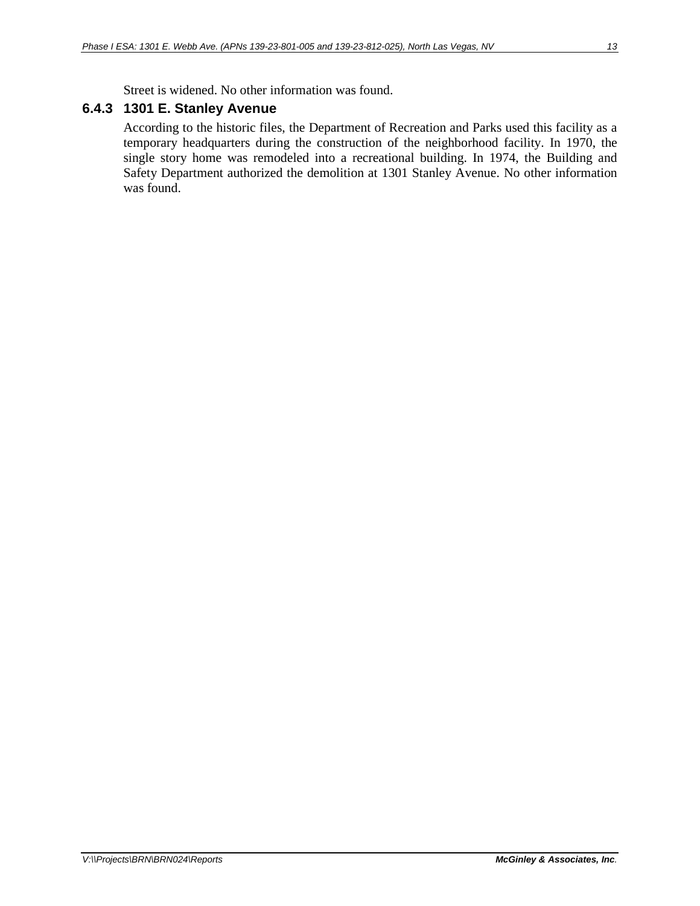Street is widened. No other information was found.

### 6.4.3 1301 E. Stanley Avenue

According to the historic files, the Department of Recreation and Parks used this facility as a temporary headquarters during the construction of the neighborhood facility. In 1970, the single story home was remodeled into a recreational building. In 1974, the Building and Safety Department authorized the demolition at 1301 Stanley Avenue. No other information was found.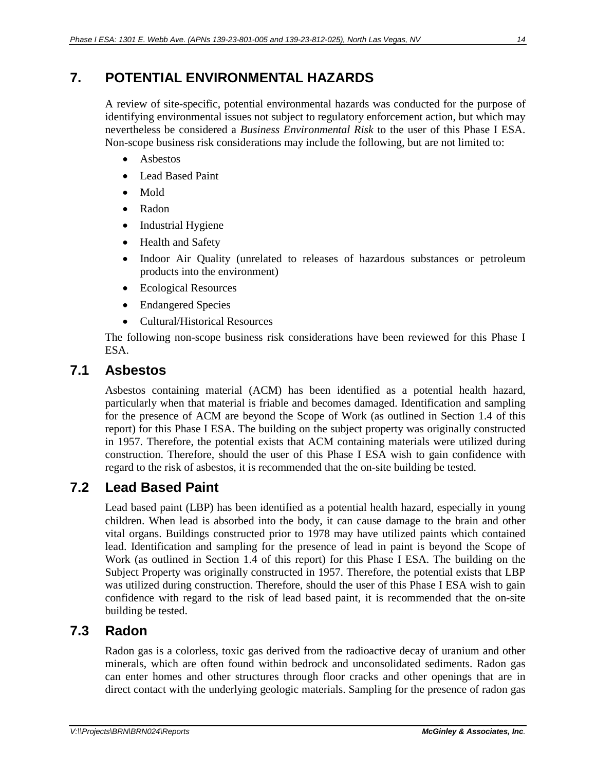# 7. POTENTIAL ENVIRONMENTAL HAZARDS

A review of site-specific, potential environmental hazards was conducted for the purpose of identifying environmental issues not subject to regulatory enforcement action, but which may nevertheless be considered a *Business Environmental Risk* to the user of this Phase I ESA. Non-scope business risk considerations may include the following, but are not limited to:

- Asbestos
- Lead Based Paint
- Mold
- Radon
- Industrial Hygiene
- Health and Safety
- Indoor Air Quality (unrelated to releases of hazardous substances or petroleum products into the environment)
- Ecological Resources
- Endangered Species
- Cultural/Historical Resources

The following non-scope business risk considerations have been reviewed for this Phase I ESA.

## 7.1 Asbestos

Asbestos containing material (ACM) has been identified as a potential health hazard, particularly when that material is friable and becomes damaged. Identification and sampling for the presence of ACM are beyond the Scope of Work (as outlined in Section 1.4 of this report) for this Phase I ESA. The building on the subject property was originally constructed in 1957. Therefore, the potential exists that ACM containing materials were utilized during construction. Therefore, should the user of this Phase I ESA wish to gain confidence with regard to the risk of asbestos, it is recommended that the on-site building be tested.

## 7.2 Lead Based Paint

Lead based paint (LBP) has been identified as a potential health hazard, especially in young children. When lead is absorbed into the body, it can cause damage to the brain and other vital organs. Buildings constructed prior to 1978 may have utilized paints which contained lead. Identification and sampling for the presence of lead in paint is beyond the Scope of Work (as outlined in Section 1.4 of this report) for this Phase I ESA. The building on the Subject Property was originally constructed in 1957. Therefore, the potential exists that LBP was utilized during construction. Therefore, should the user of this Phase I ESA wish to gain confidence with regard to the risk of lead based paint, it is recommended that the on-site building be tested.

## 7.3 Radon

Radon gas is a colorless, toxic gas derived from the radioactive decay of uranium and other minerals, which are often found within bedrock and unconsolidated sediments. Radon gas can enter homes and other structures through floor cracks and other openings that are in direct contact with the underlying geologic materials. Sampling for the presence of radon gas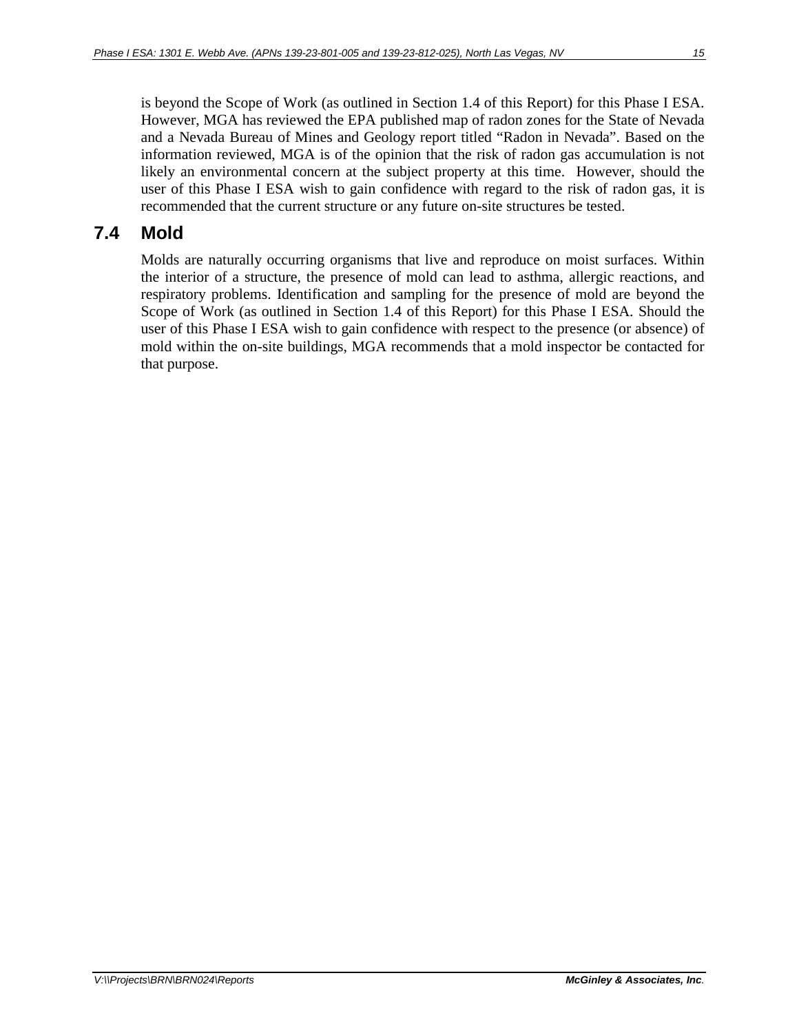is beyond the Scope of Work (as outlined in Section 1.4 of this Report) for this Phase I ESA. However, MGA has reviewed the EPA published map of radon zones for the State of Nevada and a Nevada Bureau of Mines and Geology report titled "Radon in Nevada". Based on the information reviewed, MGA is of the opinion that the risk of radon gas accumulation is not likely an environmental concern at the subject property at this time. However, should the user of this Phase I ESA wish to gain confidence with regard to the risk of radon gas, it is recommended that the current structure or any future on-site structures be tested.

## 7.4 Mold

Molds are naturally occurring organisms that live and reproduce on moist surfaces. Within the interior of a structure, the presence of mold can lead to asthma, allergic reactions, and respiratory problems. Identification and sampling for the presence of mold are beyond the Scope of Work (as outlined in Section 1.4 of this Report) for this Phase I ESA. Should the user of this Phase I ESA wish to gain confidence with respect to the presence (or absence) of mold within the on-site buildings, MGA recommends that a mold inspector be contacted for that purpose.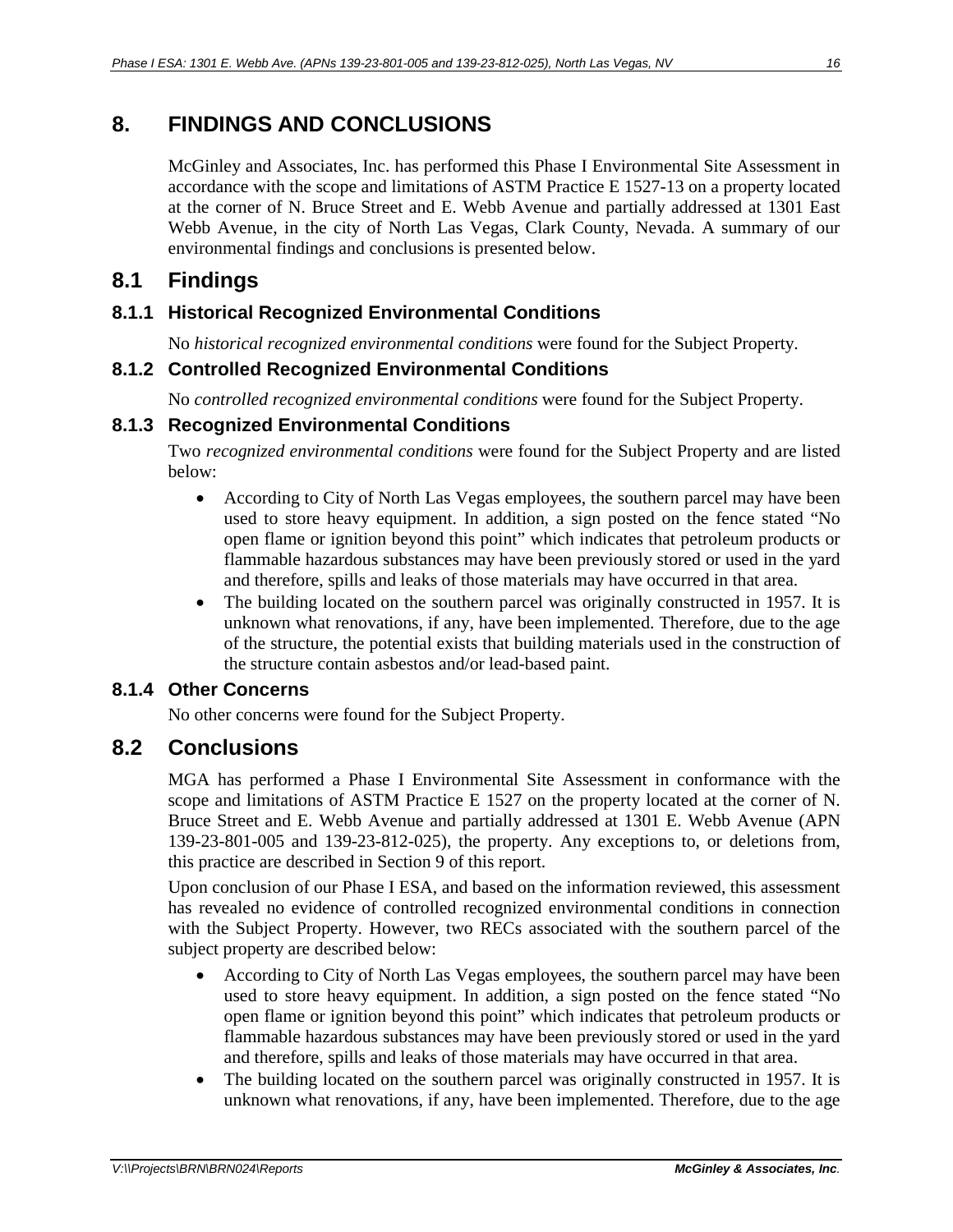# 8. FINDINGS AND CONCLUSIONS

McGinley and Associates, Inc. has performed this Phase I Environmental Site Assessment in accordance with the scope and limitations of ASTM Practice E 1527-13 on a property located at the corner of N. Bruce Street and E. Webb Avenue and partially addressed at 1301 East Webb Avenue, in the city of North Las Vegas, Clark County, Nevada. A summary of our environmental findings and conclusions is presented below.

## 8.1 Findings

### 8.1.1 Historical Recognized Environmental Conditions

No *historical recognized environmental conditions* were found for the Subject Property.

### 8.1.2 Controlled Recognized Environmental Conditions

No *controlled recognized environmental conditions* were found for the Subject Property.

### 8.1.3 Recognized Environmental Conditions

Two *recognized environmental conditions* were found for the Subject Property and are listed below:

- According to City of North Las Vegas employees, the southern parcel may have been used to store heavy equipment. In addition, a sign posted on the fence stated "No open flame or ignition beyond this point" which indicates that petroleum products or flammable hazardous substances may have been previously stored or used in the yard and therefore, spills and leaks of those materials may have occurred in that area.
- The building located on the southern parcel was originally constructed in 1957. It is unknown what renovations, if any, have been implemented. Therefore, due to the age of the structure, the potential exists that building materials used in the construction of the structure contain asbestos and/or lead-based paint.

### 8.1.4 Other Concerns

No other concerns were found for the Subject Property.

## 8.2 Conclusions

MGA has performed a Phase I Environmental Site Assessment in conformance with the scope and limitations of ASTM Practice E 1527 on the property located at the corner of N. Bruce Street and E. Webb Avenue and partially addressed at 1301 E. Webb Avenue (APN 139-23-801-005 and 139-23-812-025), the property. Any exceptions to, or deletions from, this practice are described in Section 9 of this report.

Upon conclusion of our Phase I ESA, and based on the information reviewed, this assessment has revealed no evidence of controlled recognized environmental conditions in connection with the Subject Property. However, two RECs associated with the southern parcel of the subject property are described below:

- According to City of North Las Vegas employees, the southern parcel may have been used to store heavy equipment. In addition, a sign posted on the fence stated "No open flame or ignition beyond this point" which indicates that petroleum products or flammable hazardous substances may have been previously stored or used in the yard and therefore, spills and leaks of those materials may have occurred in that area.
- The building located on the southern parcel was originally constructed in 1957. It is unknown what renovations, if any, have been implemented. Therefore, due to the age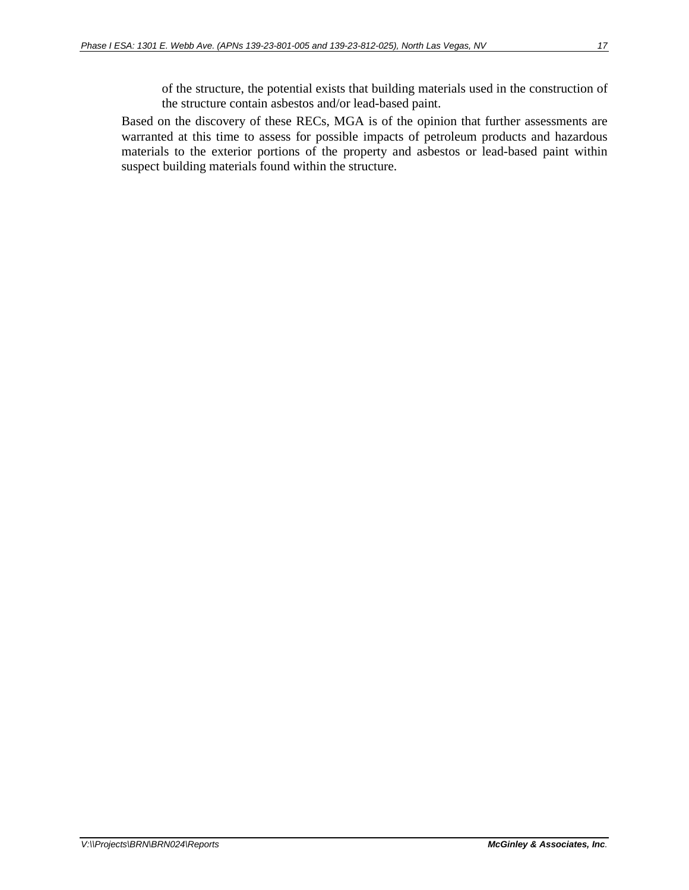of the structure, the potential exists that building materials used in the construction of the structure contain asbestos and/or lead-based paint.

Based on the discovery of these RECs, MGA is of the opinion that further assessments are warranted at this time to assess for possible impacts of petroleum products and hazardous materials to the exterior portions of the property and asbestos or lead-based paint within suspect building materials found within the structure.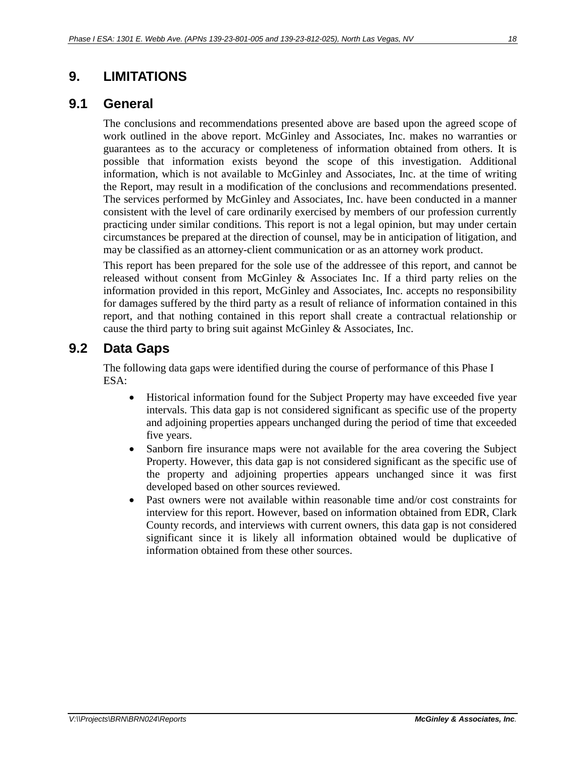# 9. LIMITATIONS

## 9.1 General

The conclusions and recommendations presented above are based upon the agreed scope of work outlined in the above report. McGinley and Associates, Inc. makes no warranties or guarantees as to the accuracy or completeness of information obtained from others. It is possible that information exists beyond the scope of this investigation. Additional information, which is not available to McGinley and Associates, Inc. at the time of writing the Report, may result in a modification of the conclusions and recommendations presented. The services performed by McGinley and Associates, Inc. have been conducted in a manner consistent with the level of care ordinarily exercised by members of our profession currently practicing under similar conditions. This report is not a legal opinion, but may under certain circumstances be prepared at the direction of counsel, may be in anticipation of litigation, and may be classified as an attorney-client communication or as an attorney work product.

This report has been prepared for the sole use of the addressee of this report, and cannot be released without consent from McGinley & Associates Inc. If a third party relies on the information provided in this report, McGinley and Associates, Inc. accepts no responsibility for damages suffered by the third party as a result of reliance of information contained in this report, and that nothing contained in this report shall create a contractual relationship or cause the third party to bring suit against McGinley & Associates, Inc.

## 9.2 Data Gaps

The following data gaps were identified during the course of performance of this Phase I ESA:

- Historical information found for the Subject Property may have exceeded five year intervals. This data gap is not considered significant as specific use of the property and adjoining properties appears unchanged during the period of time that exceeded five years.
- Sanborn fire insurance maps were not available for the area covering the Subject Property. However, this data gap is not considered significant as the specific use of the property and adjoining properties appears unchanged since it was first developed based on other sources reviewed.
- Past owners were not available within reasonable time and/or cost constraints for interview for this report. However, based on information obtained from EDR, Clark County records, and interviews with current owners, this data gap is not considered significant since it is likely all information obtained would be duplicative of information obtained from these other sources.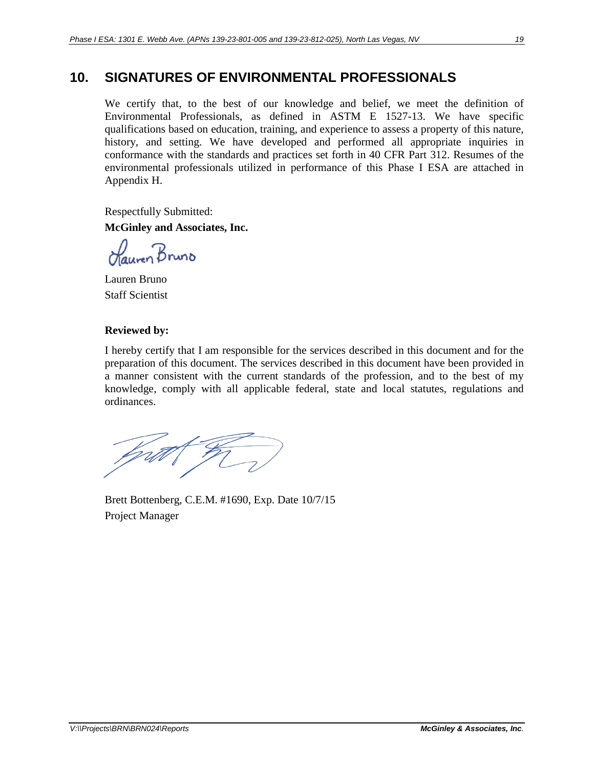# 10. SIGNATURES OF ENVIRONMENTAL PROFESSIONALS

We certify that, to the best of our knowledge and belief, we meet the definition of Environmental Professionals, as defined in ASTM E 1527-13. We have specific qualifications based on education, training, and experience to assess a property of this nature, history, and setting. We have developed and performed all appropriate inquiries in conformance with the standards and practices set forth in 40 CFR Part 312. Resumes of the environmental professionals utilized in performance of this Phase I ESA are attached in Appendix H.

Respectfully Submitted:

**McGinley and Associates, Inc.**

Lauren Bruno
Staff Scientist

**Reviewed by:**

I hereby certify that I am responsible for the services described in this document and for the preparation of this document. The services described in this document have been provided in a manner consistent with the current standards of the profession, and to the best of my knowledge, comply with all applicable federal, state and local statutes, regulations and ordinances.

Brett Bottenberg, C.E.M. #1690, Exp. Date 10/7/15
Project Manager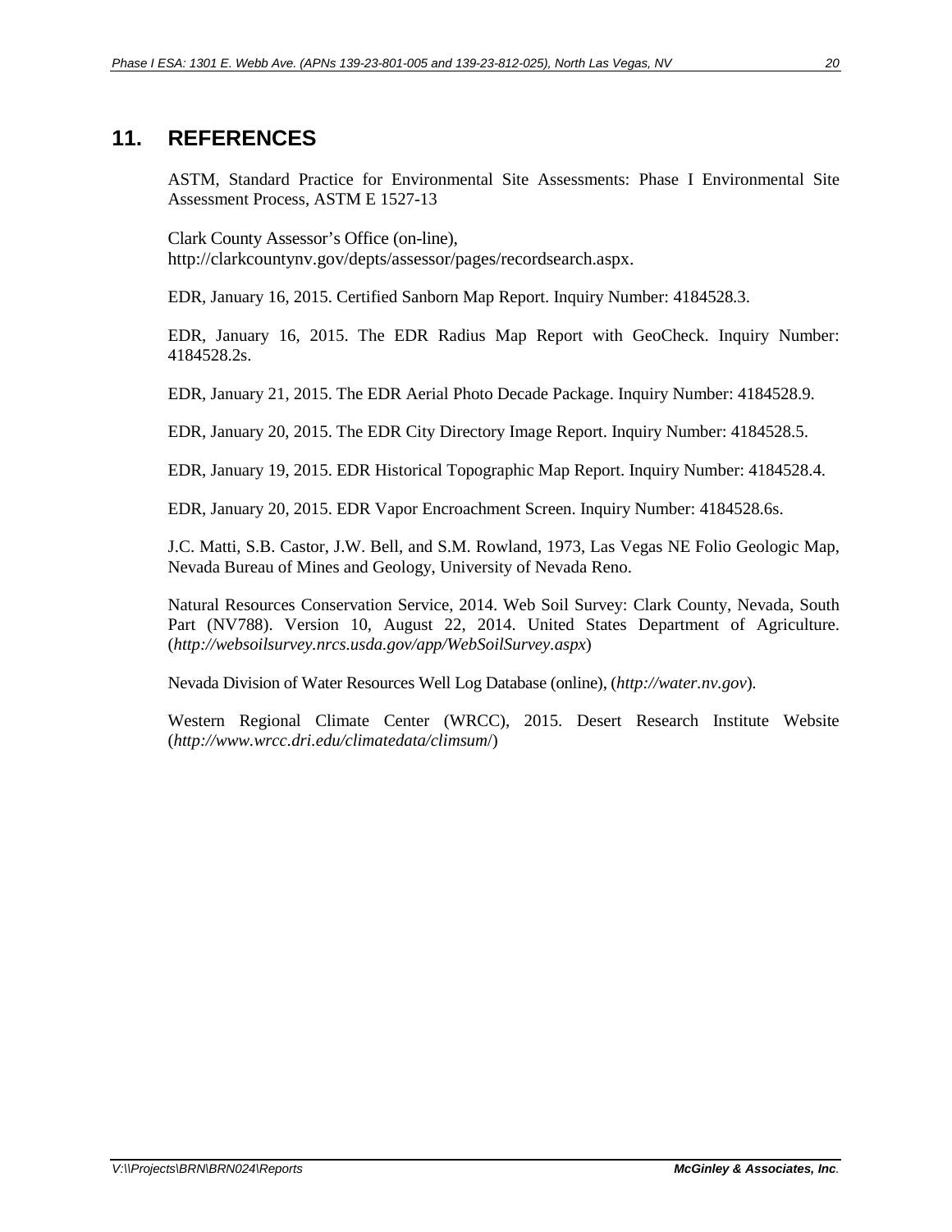## 11. REFERENCES

ASTM, Standard Practice for Environmental Site Assessments: Phase I Environmental Site Assessment Process, ASTM E 1527-13

Clark County Assessor's Office (on-line), http://clarkcountynv.gov/depts/assessor/pages/recordsearch.aspx.

EDR, January 16, 2015. Certified Sanborn Map Report. Inquiry Number: 4184528.3.

EDR, January 16, 2015. The EDR Radius Map Report with GeoCheck. Inquiry Number: 4184528.2s.

EDR, January 21, 2015. The EDR Aerial Photo Decade Package. Inquiry Number: 4184528.9.

EDR, January 20, 2015. The EDR City Directory Image Report. Inquiry Number: 4184528.5.

EDR, January 19, 2015. EDR Historical Topographic Map Report. Inquiry Number: 4184528.4.

EDR, January 20, 2015. EDR Vapor Encroachment Screen. Inquiry Number: 4184528.6s.

J.C. Matti, S.B. Castor, J.W. Bell, and S.M. Rowland, 1973, Las Vegas NE Folio Geologic Map, Nevada Bureau of Mines and Geology, University of Nevada Reno.

Natural Resources Conservation Service, 2014. Web Soil Survey: Clark County, Nevada, South Part (NV788). Version 10, August 22, 2014. United States Department of Agriculture. (*http://websoilsurvey.nrcs.usda.gov/app/WebSoilSurvey.aspx*)

Nevada Division of Water Resources Well Log Database (online), (*http://water.nv.gov*).

Western Regional Climate Center (WRCC), 2015. Desert Research Institute Website (*http://www.wrcc.dri.edu/climatedata/climsum/*)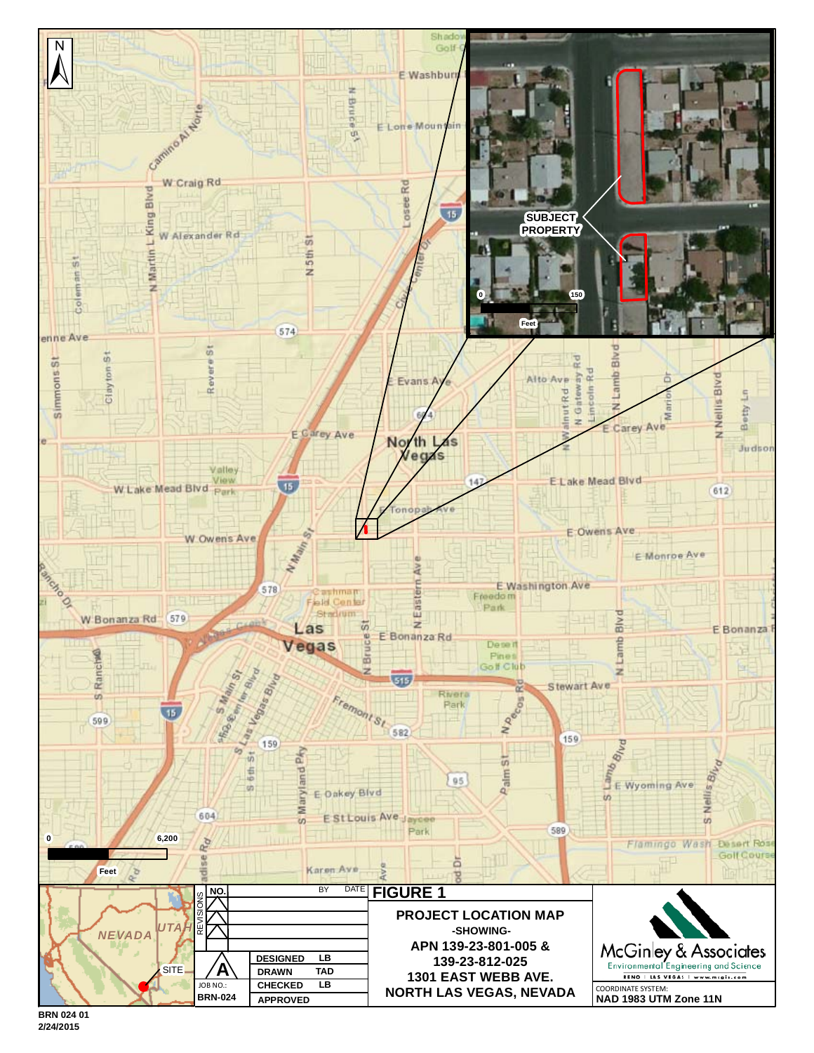# FIGURE 1

**PROJECT LOCATION MAP**

**-SHOWING-**

**APN 139-23-801-005 & 139-23-812-025**

**1301 EAST WEBB AVE.**

**NORTH LAS VEGAS, NEVADA**

| NO. | | BY | DATE |
|---|---|---|---|
| | | | |
| | | | |
| | | | |

| | |
|---|---|
| DESIGNED | LB |
| DRAWN | TAD |
| CHECKED | LB |
| APPROVED | |

JOB NO.: BRN-024

McGinley & Associates
Environmental Engineering and Science
RENO | LAS VEGAS | www.mcgin.com

COORDINATE SYSTEM:
**NAD 1983 UTM Zone 11N**

**BRN 024 01**
**2/24/2015**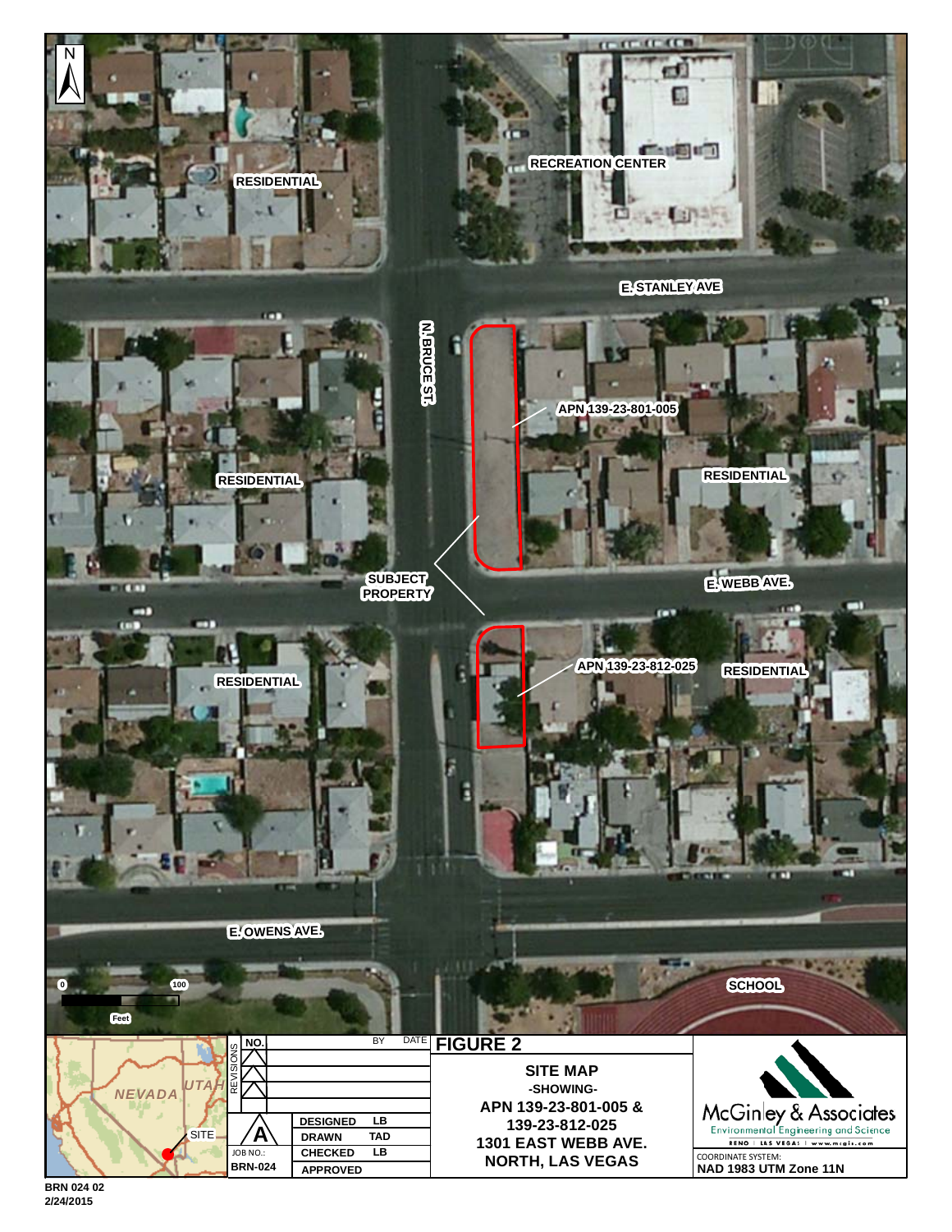N

RESIDENTIAL

RECREATION CENTER

E. STANLEY AVE

N. BRUCE ST.

APN 139-23-801-005

RESIDENTIAL

RESIDENTIAL

SUBJECT PROPERTY

E. WEBB AVE.

APN 139-23-812-025

RESIDENTIAL

RESIDENTIAL

E. OWENS AVE.

0 100

Feet

SCHOOL

NEVADA

UTAH

SITE

| REVISIONS | | | |
|---|---|---|---|
| NO. | | BY | DATE |
| | | | |
| | | | |
| | | | |
| A | DESIGNED | LB | |
| | DRAWN | TAD | |
| JOB NO.: | CHECKED | LB | |
| BRN-024 | APPROVED | | |

# FIGURE 2

**SITE MAP**

**-SHOWING-**

**APN 139-23-801-005 & 139-23-812-025**

**1301 EAST WEBB AVE.**

**NORTH, LAS VEGAS**

McGinley & Associates

Environmental Engineering and Science

RENO | LAS VEGAS | www.mcgin.com

COORDINATE SYSTEM:
**NAD 1983 UTM Zone 11N**

**BRN 024 02**
**2/24/2015**